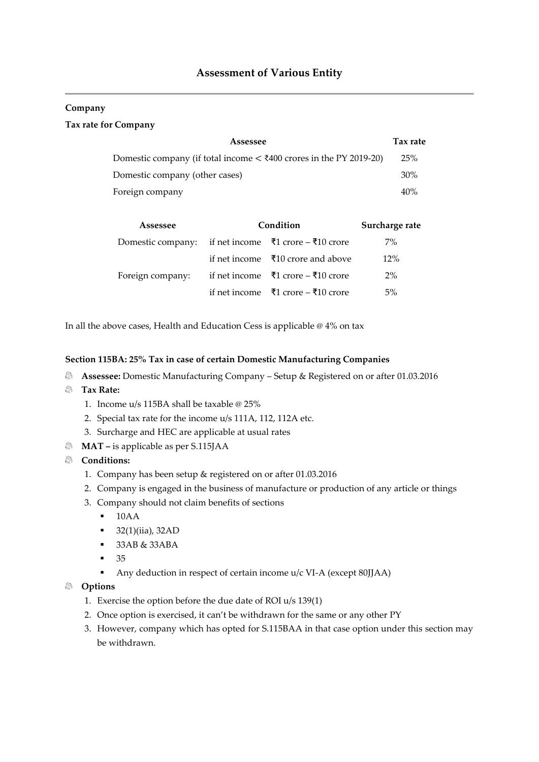# Assessment of Various Entity

**Company**

**Tax rate for Company**

| Assessee | Tax rate |
|---|---|
| Domestic company (if total income < ₹400 crores in the PY 2019-20) | 25% |
| Domestic company (other cases) | 30% |
| Foreign company | 40% |

| Assessee | Condition | | Surcharge rate |
|---|---|---|---|
| Domestic company: | if net income | ₹1 crore – ₹10 crore | 7% |
| | if net income | ₹10 crore and above | 12% |
| Foreign company: | if net income | ₹1 crore – ₹10 crore | 2% |
| | if net income | ₹1 crore – ₹10 crore | 5% |

In all the above cases, Health and Education Cess is applicable @ 4% on tax

**Section 115BA: 25% Tax in case of certain Domestic Manufacturing Companies**

- **Assessee:** Domestic Manufacturing Company – Setup & Registered on or after 01.03.2016
- **Tax Rate:**
  1. Income u/s 115BA shall be taxable @ 25%
  2. Special tax rate for the income u/s 111A, 112, 112A etc.
  3. Surcharge and HEC are applicable at usual rates
- **MAT –** is applicable as per S.115JAA
- **Conditions:**
  1. Company has been setup & registered on or after 01.03.2016
  2. Company is engaged in the business of manufacture or production of any article or things
  3. Company should not claim benefits of sections
     - 10AA
     - 32(1)(iia), 32AD
     - 33AB & 33ABA
     - 35
     - Any deduction in respect of certain income u/c VI-A (except 80JJAA)
- **Options**
  1. Exercise the option before the due date of ROI u/s 139(1)
  2. Once option is exercised, it can't be withdrawn for the same or any other PY
  3. However, company which has opted for S.115BAA in that case option under this section may be withdrawn.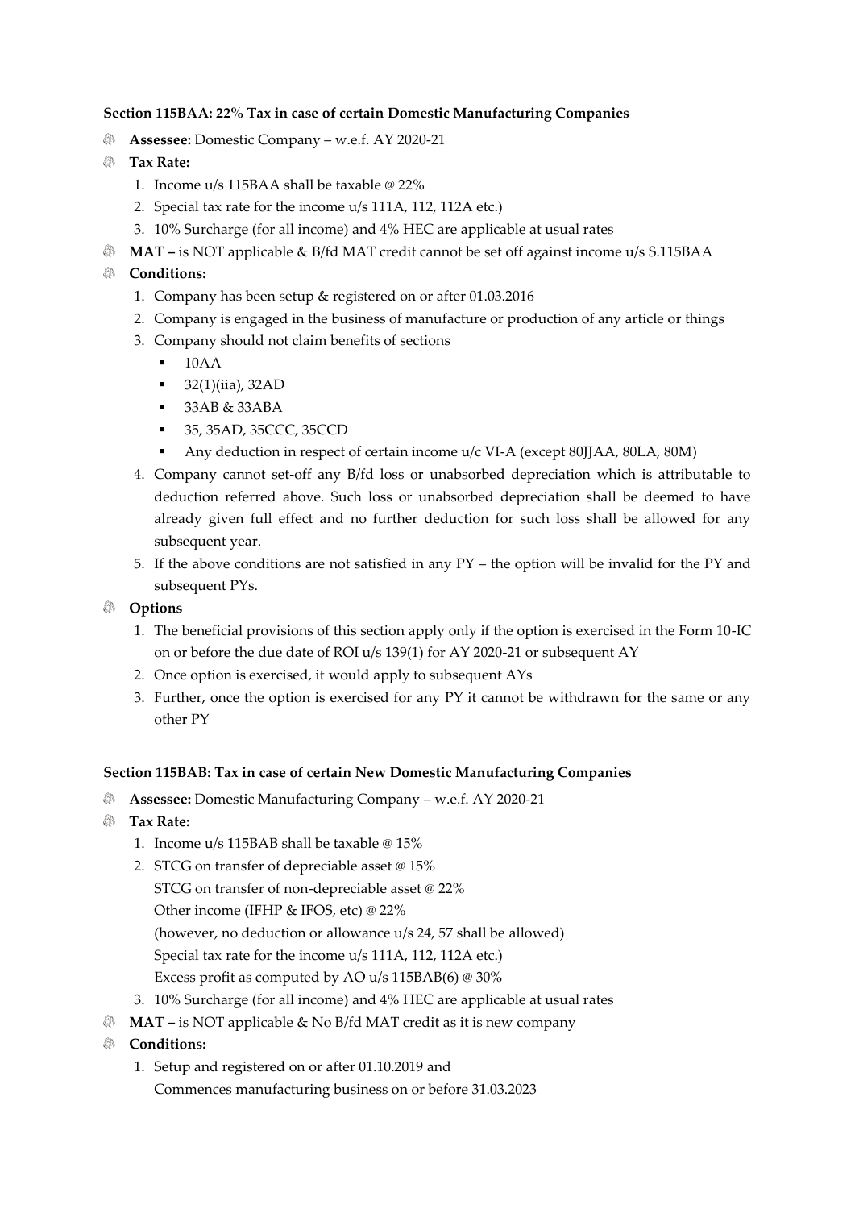**Section 115BAA: 22% Tax in case of certain Domestic Manufacturing Companies**

- **Assessee:** Domestic Company – w.e.f. AY 2020-21
- **Tax Rate:**
  1. Income u/s 115BAA shall be taxable @ 22%
  2. Special tax rate for the income u/s 111A, 112, 112A etc.)
  3. 10% Surcharge (for all income) and 4% HEC are applicable at usual rates
- **MAT –** is NOT applicable & B/fd MAT credit cannot be set off against income u/s S.115BAA
- **Conditions:**
  1. Company has been setup & registered on or after 01.03.2016
  2. Company is engaged in the business of manufacture or production of any article or things
  3. Company should not claim benefits of sections
     - 10AA
     - 32(1)(iia), 32AD
     - 33AB & 33ABA
     - 35, 35AD, 35CCC, 35CCD
     - Any deduction in respect of certain income u/c VI-A (except 80JJAA, 80LA, 80M)
  4. Company cannot set-off any B/fd loss or unabsorbed depreciation which is attributable to deduction referred above. Such loss or unabsorbed depreciation shall be deemed to have already given full effect and no further deduction for such loss shall be allowed for any subsequent year.
  5. If the above conditions are not satisfied in any PY – the option will be invalid for the PY and subsequent PYs.
- **Options**
  1. The beneficial provisions of this section apply only if the option is exercised in the Form 10-IC on or before the due date of ROI u/s 139(1) for AY 2020-21 or subsequent AY
  2. Once option is exercised, it would apply to subsequent AYs
  3. Further, once the option is exercised for any PY it cannot be withdrawn for the same or any other PY

**Section 115BAB: Tax in case of certain New Domestic Manufacturing Companies**

- **Assessee:** Domestic Manufacturing Company – w.e.f. AY 2020-21
- **Tax Rate:**
  1. Income u/s 115BAB shall be taxable @ 15%
  2. STCG on transfer of depreciable asset @ 15%
     STCG on transfer of non-depreciable asset @ 22%
     Other income (IFHP & IFOS, etc) @ 22%
     (however, no deduction or allowance u/s 24, 57 shall be allowed)
     Special tax rate for the income u/s 111A, 112, 112A etc.)
     Excess profit as computed by AO u/s 115BAB(6) @ 30%
  3. 10% Surcharge (for all income) and 4% HEC are applicable at usual rates
- **MAT –** is NOT applicable & No B/fd MAT credit as it is new company
- **Conditions:**
  1. Setup and registered on or after 01.10.2019 and
     Commences manufacturing business on or before 31.03.2023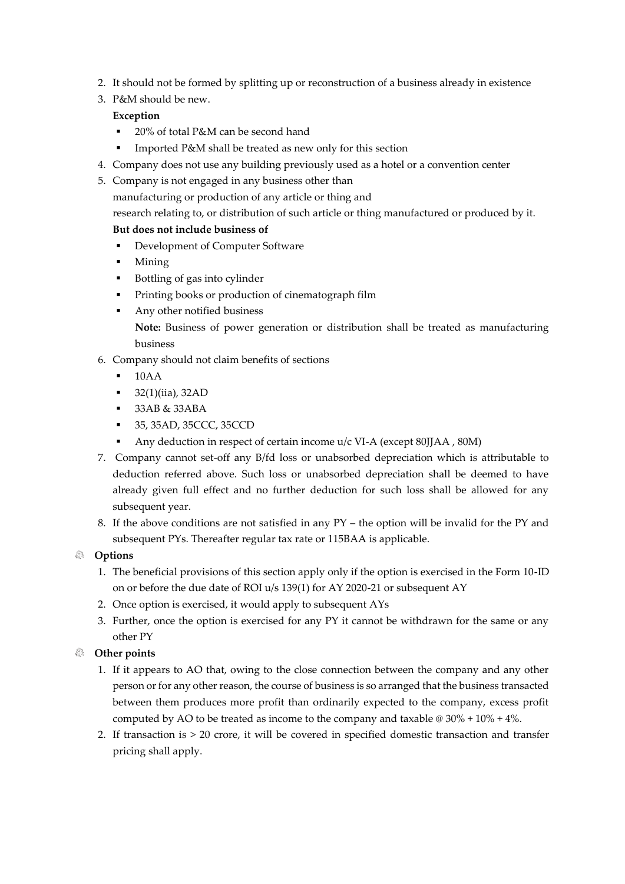2. It should not be formed by splitting up or reconstruction of a business already in existence
3. P&M should be new.

   **Exception**

   - 20% of total P&M can be second hand
   - Imported P&M shall be treated as new only for this section
4. Company does not use any building previously used as a hotel or a convention center
5. Company is not engaged in any business other than
   manufacturing or production of any article or thing and
   research relating to, or distribution of such article or thing manufactured or produced by it.

   **But does not include business of**

   - Development of Computer Software
   - Mining
   - Bottling of gas into cylinder
   - Printing books or production of cinematograph film
   - Any other notified business

     **Note:** Business of power generation or distribution shall be treated as manufacturing business
6. Company should not claim benefits of sections
   - 10AA
   - 32(1)(iia), 32AD
   - 33AB & 33ABA
   - 35, 35AD, 35CCC, 35CCD
   - Any deduction in respect of certain income u/c VI-A (except 80JJAA , 80M)
7. Company cannot set-off any B/fd loss or unabsorbed depreciation which is attributable to deduction referred above. Such loss or unabsorbed depreciation shall be deemed to have already given full effect and no further deduction for such loss shall be allowed for any subsequent year.
8. If the above conditions are not satisfied in any PY – the option will be invalid for the PY and subsequent PYs. Thereafter regular tax rate or 115BAA is applicable.

**Options**

1. The beneficial provisions of this section apply only if the option is exercised in the Form 10-ID on or before the due date of ROI u/s 139(1) for AY 2020-21 or subsequent AY
2. Once option is exercised, it would apply to subsequent AYs
3. Further, once the option is exercised for any PY it cannot be withdrawn for the same or any other PY

**Other points**

1. If it appears to AO that, owing to the close connection between the company and any other person or for any other reason, the course of business is so arranged that the business transacted between them produces more profit than ordinarily expected to the company, excess profit computed by AO to be treated as income to the company and taxable @ 30% + 10% + 4%.
2. If transaction is > 20 crore, it will be covered in specified domestic transaction and transfer pricing shall apply.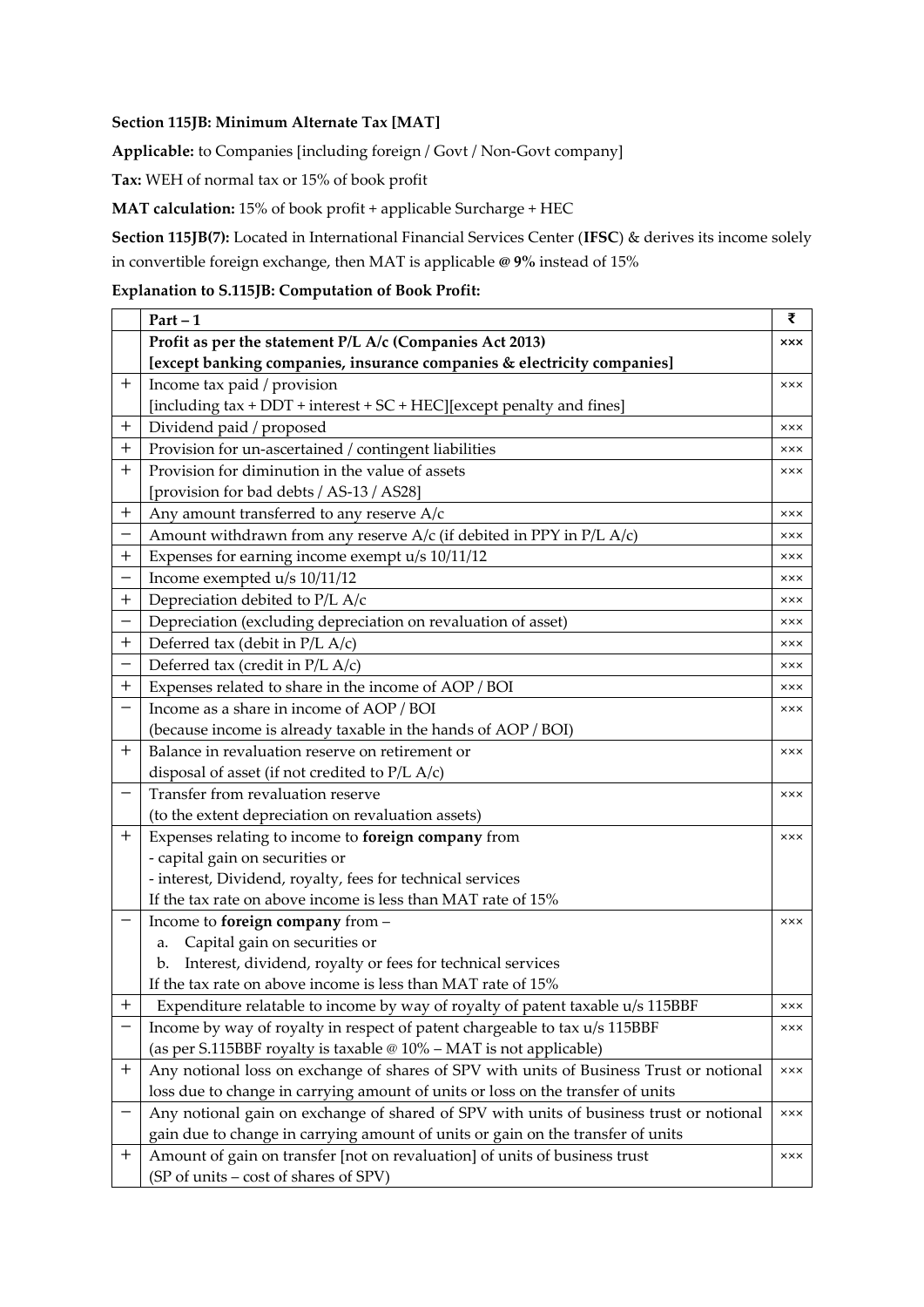**Section 115JB: Minimum Alternate Tax [MAT]**

**Applicable:** to Companies [including foreign / Govt / Non-Govt company]

**Tax:** WEH of normal tax or 15% of book profit

**MAT calculation:** 15% of book profit + applicable Surcharge + HEC

**Section 115JB(7):** Located in International Financial Services Center (**IFSC**) & derives its income solely in convertible foreign exchange, then MAT is applicable **@ 9%** instead of 15%

**Explanation to S.115JB: Computation of Book Profit:**

| | **Part – 1** | **₹** |
|---|---|---|
| | **Profit as per the statement P/L A/c (Companies Act 2013)** **[except banking companies, insurance companies & electricity companies]** | **×××** |
| + | Income tax paid / provision [including tax + DDT + interest + SC + HEC][except penalty and fines] | ××× |
| + | Dividend paid / proposed | ××× |
| + | Provision for un-ascertained / contingent liabilities | ××× |
| + | Provision for diminution in the value of assets [provision for bad debts / AS-13 / AS28] | ××× |
| + | Any amount transferred to any reserve A/c | ××× |
| − | Amount withdrawn from any reserve A/c (if debited in PPY in P/L A/c) | ××× |
| + | Expenses for earning income exempt u/s 10/11/12 | ××× |
| − | Income exempted u/s 10/11/12 | ××× |
| + | Depreciation debited to P/L A/c | ××× |
| − | Depreciation (excluding depreciation on revaluation of asset) | ××× |
| + | Deferred tax (debit in P/L A/c) | ××× |
| − | Deferred tax (credit in P/L A/c) | ××× |
| + | Expenses related to share in the income of AOP / BOI | ××× |
| − | Income as a share in income of AOP / BOI (because income is already taxable in the hands of AOP / BOI) | ××× |
| + | Balance in revaluation reserve on retirement or disposal of asset (if not credited to P/L A/c) | ××× |
| − | Transfer from revaluation reserve (to the extent depreciation on revaluation assets) | ××× |
| + | Expenses relating to income to **foreign company** from<br>- capital gain on securities or<br>- interest, Dividend, royalty, fees for technical services<br>If the tax rate on above income is less than MAT rate of 15% | ××× |
| − | Income to **foreign company** from –<br>a. Capital gain on securities or<br>b. Interest, dividend, royalty or fees for technical services<br>If the tax rate on above income is less than MAT rate of 15% | ××× |
| + | Expenditure relatable to income by way of royalty of patent taxable u/s 115BBF | ××× |
| − | Income by way of royalty in respect of patent chargeable to tax u/s 115BBF (as per S.115BBF royalty is taxable @ 10% – MAT is not applicable) | ××× |
| + | Any notional loss on exchange of shares of SPV with units of Business Trust or notional loss due to change in carrying amount of units or loss on the transfer of units | ××× |
| − | Any notional gain on exchange of shared of SPV with units of business trust or notional gain due to change in carrying amount of units or gain on the transfer of units | ××× |
| + | Amount of gain on transfer [not on revaluation] of units of business trust (SP of units – cost of shares of SPV) | ××× |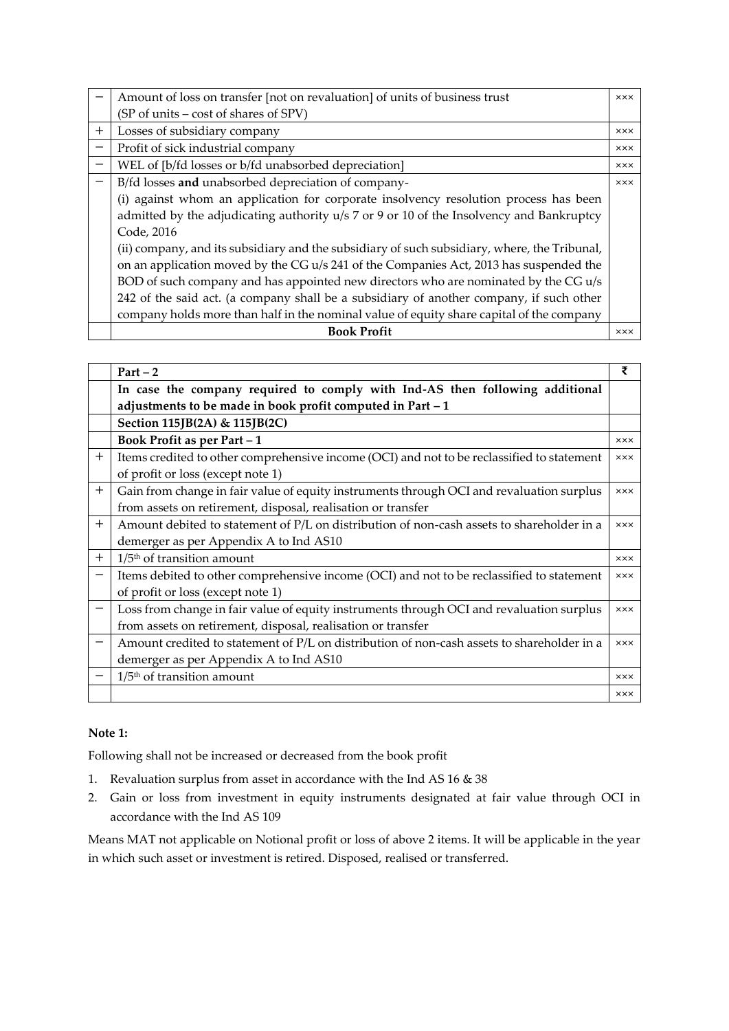| | | |
|---|---|---|
| − | Amount of loss on transfer [not on revaluation] of units of business trust (SP of units – cost of shares of SPV) | ××× |
| + | Losses of subsidiary company | ××× |
| − | Profit of sick industrial company | ××× |
| − | WEL of [b/fd losses or b/fd unabsorbed depreciation] | ××× |
| − | B/fd losses **and** unabsorbed depreciation of company- (i) against whom an application for corporate insolvency resolution process has been admitted by the adjudicating authority u/s 7 or 9 or 10 of the Insolvency and Bankruptcy Code, 2016 (ii) company, and its subsidiary and the subsidiary of such subsidiary, where, the Tribunal, on an application moved by the CG u/s 241 of the Companies Act, 2013 has suspended the BOD of such company and has appointed new directors who are nominated by the CG u/s 242 of the said act. (a company shall be a subsidiary of another company, if such other company holds more than half in the nominal value of equity share capital of the company | ××× |
| | **Book Profit** | ××× |

| | **Part – 2** | **₹** |
|---|---|---|
| | **In case the company required to comply with Ind-AS then following additional adjustments to be made in book profit computed in Part – 1** | |
| | **Section 115JB(2A) & 115JB(2C)** | |
| | **Book Profit as per Part – 1** | ××× |
| + | Items credited to other comprehensive income (OCI) and not to be reclassified to statement of profit or loss (except note 1) | ××× |
| + | Gain from change in fair value of equity instruments through OCI and revaluation surplus from assets on retirement, disposal, realisation or transfer | ××× |
| + | Amount debited to statement of P/L on distribution of non-cash assets to shareholder in a demerger as per Appendix A to Ind AS10 | ××× |
| + | 1/5th of transition amount | ××× |
| − | Items debited to other comprehensive income (OCI) and not to be reclassified to statement of profit or loss (except note 1) | ××× |
| − | Loss from change in fair value of equity instruments through OCI and revaluation surplus from assets on retirement, disposal, realisation or transfer | ××× |
| − | Amount credited to statement of P/L on distribution of non-cash assets to shareholder in a demerger as per Appendix A to Ind AS10 | ××× |
| − | 1/5th of transition amount | ××× |
| | | ××× |

**Note 1:**

Following shall not be increased or decreased from the book profit

1. Revaluation surplus from asset in accordance with the Ind AS 16 & 38
2. Gain or loss from investment in equity instruments designated at fair value through OCI in accordance with the Ind AS 109

Means MAT not applicable on Notional profit or loss of above 2 items. It will be applicable in the year in which such asset or investment is retired. Disposed, realised or transferred.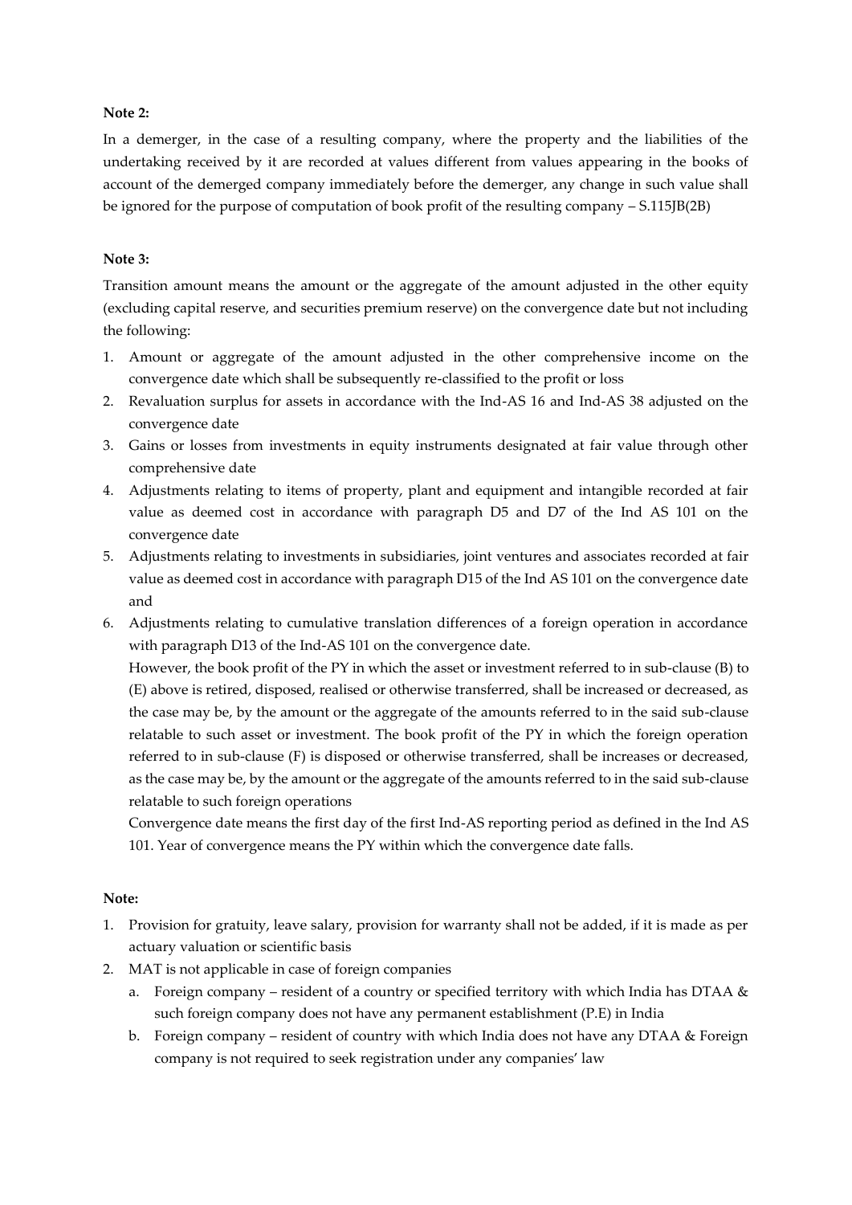**Note 2:**

In a demerger, in the case of a resulting company, where the property and the liabilities of the undertaking received by it are recorded at values different from values appearing in the books of account of the demerged company immediately before the demerger, any change in such value shall be ignored for the purpose of computation of book profit of the resulting company – S.115JB(2B)

**Note 3:**

Transition amount means the amount or the aggregate of the amount adjusted in the other equity (excluding capital reserve, and securities premium reserve) on the convergence date but not including the following:

1. Amount or aggregate of the amount adjusted in the other comprehensive income on the convergence date which shall be subsequently re-classified to the profit or loss
2. Revaluation surplus for assets in accordance with the Ind-AS 16 and Ind-AS 38 adjusted on the convergence date
3. Gains or losses from investments in equity instruments designated at fair value through other comprehensive date
4. Adjustments relating to items of property, plant and equipment and intangible recorded at fair value as deemed cost in accordance with paragraph D5 and D7 of the Ind AS 101 on the convergence date
5. Adjustments relating to investments in subsidiaries, joint ventures and associates recorded at fair value as deemed cost in accordance with paragraph D15 of the Ind AS 101 on the convergence date and
6. Adjustments relating to cumulative translation differences of a foreign operation in accordance with paragraph D13 of the Ind-AS 101 on the convergence date.

   However, the book profit of the PY in which the asset or investment referred to in sub-clause (B) to (E) above is retired, disposed, realised or otherwise transferred, shall be increased or decreased, as the case may be, by the amount or the aggregate of the amounts referred to in the said sub-clause relatable to such asset or investment. The book profit of the PY in which the foreign operation referred to in sub-clause (F) is disposed or otherwise transferred, shall be increases or decreased, as the case may be, by the amount or the aggregate of the amounts referred to in the said sub-clause relatable to such foreign operations

   Convergence date means the first day of the first Ind-AS reporting period as defined in the Ind AS 101. Year of convergence means the PY within which the convergence date falls.

**Note:**

1. Provision for gratuity, leave salary, provision for warranty shall not be added, if it is made as per actuary valuation or scientific basis
2. MAT is not applicable in case of foreign companies
   a. Foreign company – resident of a country or specified territory with which India has DTAA & such foreign company does not have any permanent establishment (P.E) in India
   b. Foreign company – resident of country with which India does not have any DTAA & Foreign company is not required to seek registration under any companies' law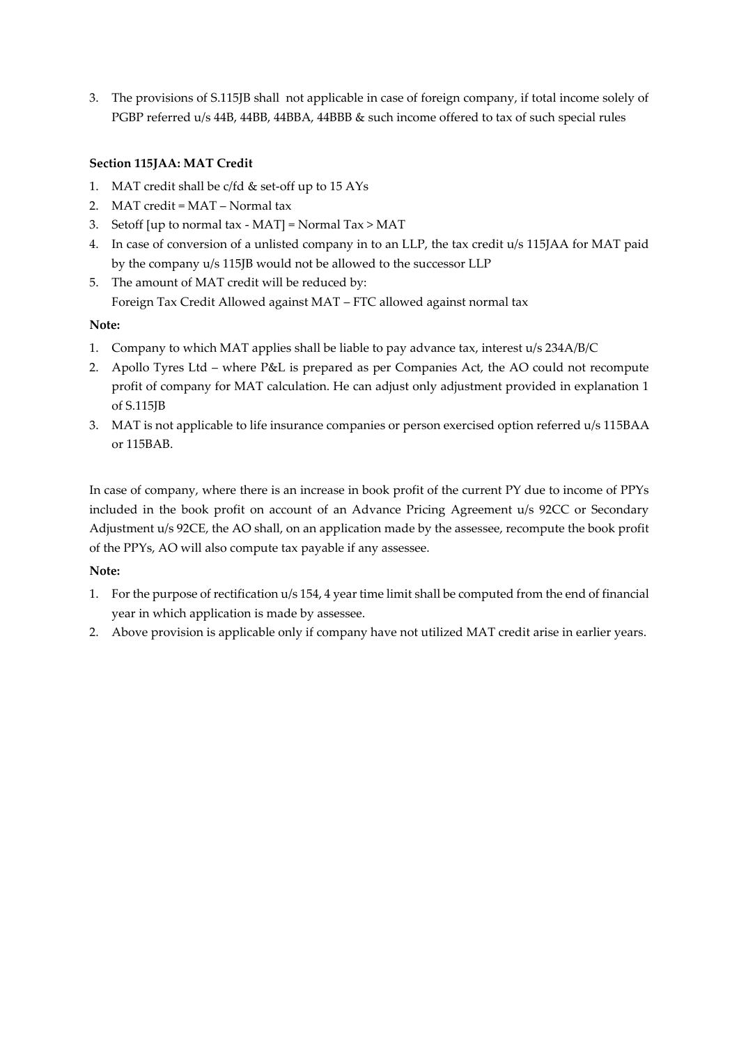3. The provisions of S.115JB shall not applicable in case of foreign company, if total income solely of PGBP referred u/s 44B, 44BB, 44BBA, 44BBB & such income offered to tax of such special rules

**Section 115JAA: MAT Credit**

1. MAT credit shall be c/fd & set-off up to 15 AYs
2. MAT credit = MAT – Normal tax
3. Setoff [up to normal tax - MAT] = Normal Tax > MAT
4. In case of conversion of a unlisted company in to an LLP, the tax credit u/s 115JAA for MAT paid by the company u/s 115JB would not be allowed to the successor LLP
5. The amount of MAT credit will be reduced by:
   Foreign Tax Credit Allowed against MAT – FTC allowed against normal tax

**Note:**

1. Company to which MAT applies shall be liable to pay advance tax, interest u/s 234A/B/C
2. Apollo Tyres Ltd – where P&L is prepared as per Companies Act, the AO could not recompute profit of company for MAT calculation. He can adjust only adjustment provided in explanation 1 of S.115JB
3. MAT is not applicable to life insurance companies or person exercised option referred u/s 115BAA or 115BAB.

In case of company, where there is an increase in book profit of the current PY due to income of PPYs included in the book profit on account of an Advance Pricing Agreement u/s 92CC or Secondary Adjustment u/s 92CE, the AO shall, on an application made by the assessee, recompute the book profit of the PPYs, AO will also compute tax payable if any assessee.

**Note:**

1. For the purpose of rectification u/s 154, 4 year time limit shall be computed from the end of financial year in which application is made by assessee.
2. Above provision is applicable only if company have not utilized MAT credit arise in earlier years.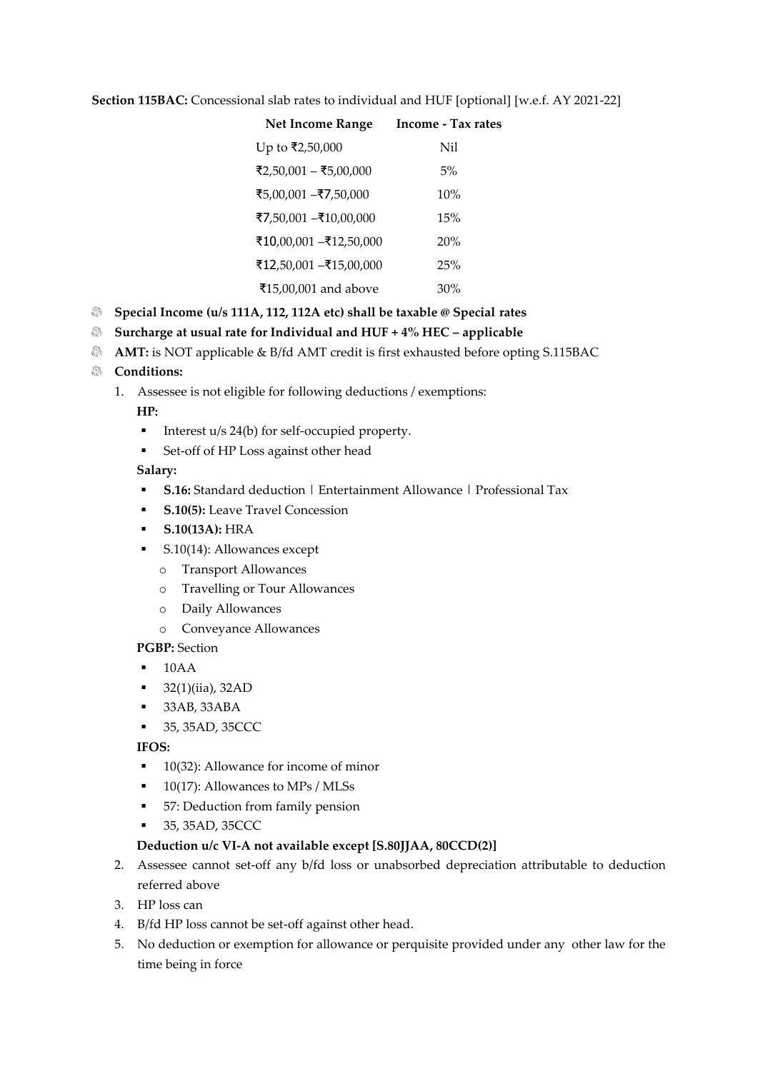**Section 115BAC:** Concessional slab rates to individual and HUF [optional] [w.e.f. AY 2021-22]

| Net Income Range | Income - Tax rates |
|---|---|
| Up to ₹2,50,000 | Nil |
| ₹2,50,001 – ₹5,00,000 | 5% |
| ₹5,00,001 –₹7,50,000 | 10% |
| ₹7,50,001 –₹10,00,000 | 15% |
| ₹10,00,001 –₹12,50,000 | 20% |
| ₹12,50,001 –₹15,00,000 | 25% |
| ₹15,00,001 and above | 30% |

- **Special Income (u/s 111A, 112, 112A etc) shall be taxable @ Special rates**
- **Surcharge at usual rate for Individual and HUF + 4% HEC – applicable**
- **AMT:** is NOT applicable & B/fd AMT credit is first exhausted before opting S.115BAC
- **Conditions:**
  1. Assessee is not eligible for following deductions / exemptions:

     **HP:**
     - Interest u/s 24(b) for self-occupied property.
     - Set-off of HP Loss against other head

     **Salary:**
     - **S.16:** Standard deduction | Entertainment Allowance | Professional Tax
     - **S.10(5):** Leave Travel Concession
     - **S.10(13A):** HRA
     - S.10(14): Allowances except
       - Transport Allowances
       - Travelling or Tour Allowances
       - Daily Allowances
       - Conveyance Allowances

     **PGBP:** Section
     - 10AA
     - 32(1)(iia), 32AD
     - 33AB, 33ABA
     - 35, 35AD, 35CCC

     **IFOS:**
     - 10(32): Allowance for income of minor
     - 10(17): Allowances to MPs / MLSs
     - 57: Deduction from family pension
     - 35, 35AD, 35CCC

     **Deduction u/c VI-A not available except [S.80JJAA, 80CCD(2)]**
  2. Assessee cannot set-off any b/fd loss or unabsorbed depreciation attributable to deduction referred above
  3. HP loss can
  4. B/fd HP loss cannot be set-off against other head.
  5. No deduction or exemption for allowance or perquisite provided under any other law for the time being in force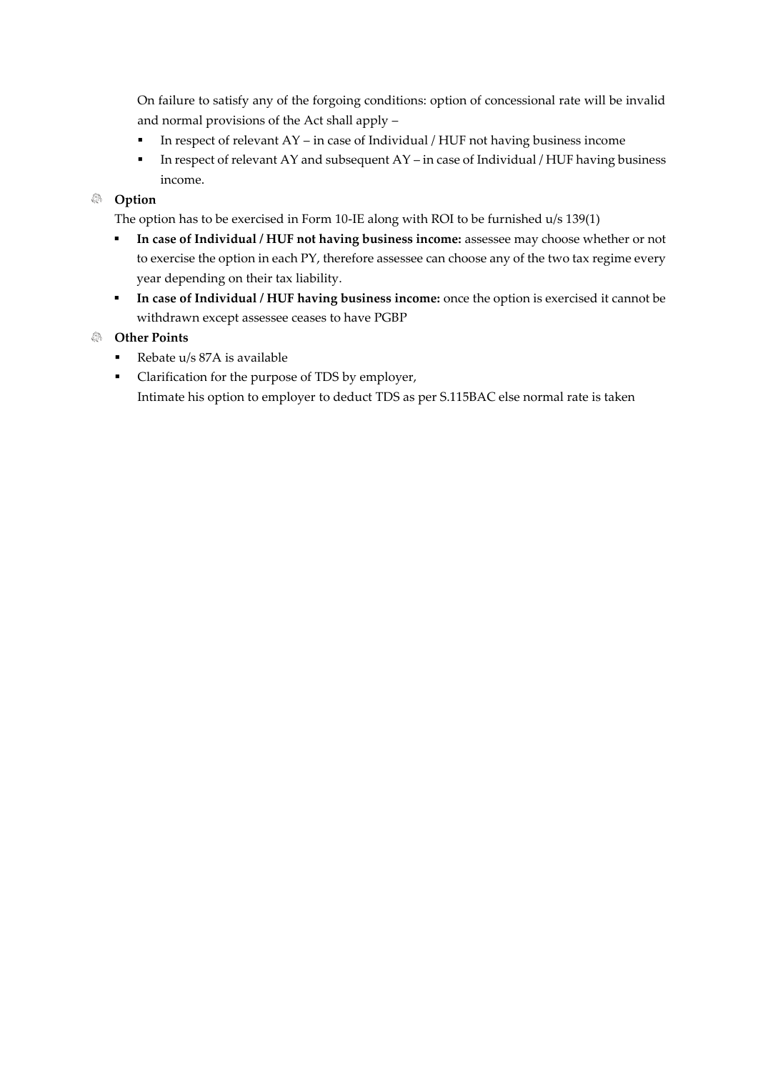On failure to satisfy any of the forgoing conditions: option of concessional rate will be invalid and normal provisions of the Act shall apply –

- In respect of relevant AY – in case of Individual / HUF not having business income
- In respect of relevant AY and subsequent AY – in case of Individual / HUF having business income.

**Option**

The option has to be exercised in Form 10-IE along with ROI to be furnished u/s 139(1)

- **In case of Individual / HUF not having business income:** assessee may choose whether or not to exercise the option in each PY, therefore assessee can choose any of the two tax regime every year depending on their tax liability.
- **In case of Individual / HUF having business income:** once the option is exercised it cannot be withdrawn except assessee ceases to have PGBP

**Other Points**

- Rebate u/s 87A is available
- Clarification for the purpose of TDS by employer,
  Intimate his option to employer to deduct TDS as per S.115BAC else normal rate is taken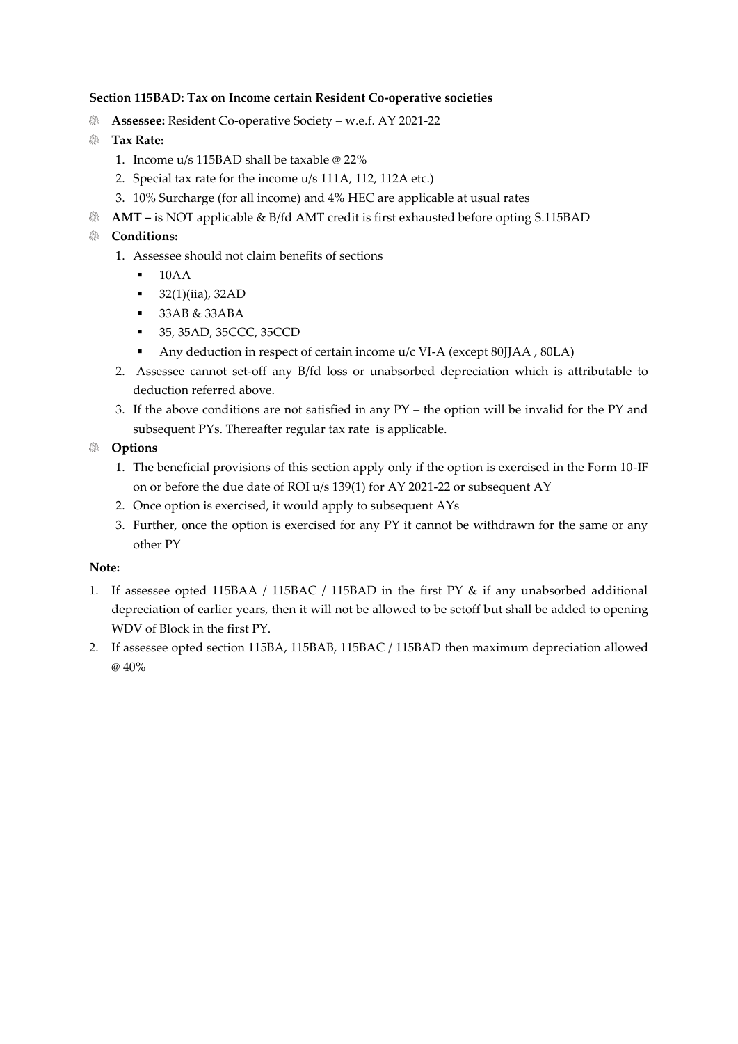**Section 115BAD: Tax on Income certain Resident Co-operative societies**

- **Assessee:** Resident Co-operative Society – w.e.f. AY 2021-22
- **Tax Rate:**
  1. Income u/s 115BAD shall be taxable @ 22%
  2. Special tax rate for the income u/s 111A, 112, 112A etc.)
  3. 10% Surcharge (for all income) and 4% HEC are applicable at usual rates
- **AMT –** is NOT applicable & B/fd AMT credit is first exhausted before opting S.115BAD
- **Conditions:**
  1. Assessee should not claim benefits of sections
     - 10AA
     - 32(1)(iia), 32AD
     - 33AB & 33ABA
     - 35, 35AD, 35CCC, 35CCD
     - Any deduction in respect of certain income u/c VI-A (except 80JJAA , 80LA)
  2. Assessee cannot set-off any B/fd loss or unabsorbed depreciation which is attributable to deduction referred above.
  3. If the above conditions are not satisfied in any PY – the option will be invalid for the PY and subsequent PYs. Thereafter regular tax rate is applicable.
- **Options**
  1. The beneficial provisions of this section apply only if the option is exercised in the Form 10-IF on or before the due date of ROI u/s 139(1) for AY 2021-22 or subsequent AY
  2. Once option is exercised, it would apply to subsequent AYs
  3. Further, once the option is exercised for any PY it cannot be withdrawn for the same or any other PY

**Note:**

1. If assessee opted 115BAA / 115BAC / 115BAD in the first PY & if any unabsorbed additional depreciation of earlier years, then it will not be allowed to be setoff but shall be added to opening WDV of Block in the first PY.
2. If assessee opted section 115BA, 115BAB, 115BAC / 115BAD then maximum depreciation allowed @ 40%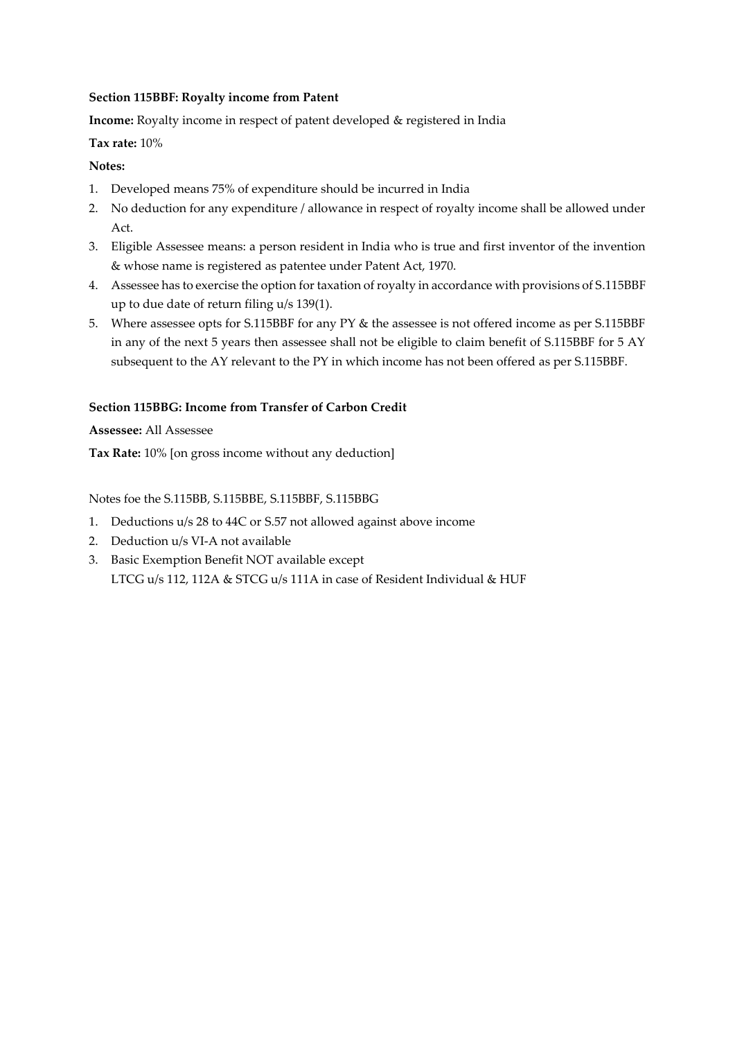**Section 115BBF: Royalty income from Patent**

**Income:** Royalty income in respect of patent developed & registered in India

**Tax rate:** 10%

**Notes:**

1. Developed means 75% of expenditure should be incurred in India
2. No deduction for any expenditure / allowance in respect of royalty income shall be allowed under Act.
3. Eligible Assessee means: a person resident in India who is true and first inventor of the invention & whose name is registered as patentee under Patent Act, 1970.
4. Assessee has to exercise the option for taxation of royalty in accordance with provisions of S.115BBF up to due date of return filing u/s 139(1).
5. Where assessee opts for S.115BBF for any PY & the assessee is not offered income as per S.115BBF in any of the next 5 years then assessee shall not be eligible to claim benefit of S.115BBF for 5 AY subsequent to the AY relevant to the PY in which income has not been offered as per S.115BBF.

**Section 115BBG: Income from Transfer of Carbon Credit**

**Assessee:** All Assessee

**Tax Rate:** 10% [on gross income without any deduction]

Notes foe the S.115BB, S.115BBE, S.115BBF, S.115BBG

1. Deductions u/s 28 to 44C or S.57 not allowed against above income
2. Deduction u/s VI-A not available
3. Basic Exemption Benefit NOT available except
   LTCG u/s 112, 112A & STCG u/s 111A in case of Resident Individual & HUF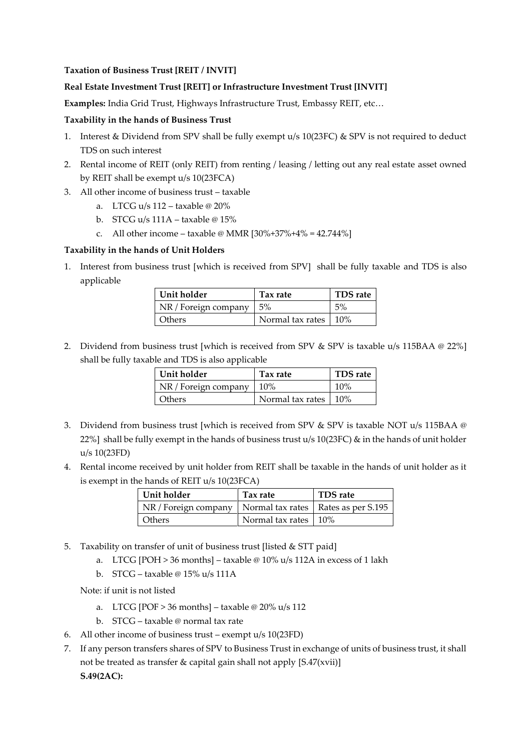**Taxation of Business Trust [REIT / INVIT]**

**Real Estate Investment Trust [REIT] or Infrastructure Investment Trust [INVIT]**

**Examples:** India Grid Trust, Highways Infrastructure Trust, Embassy REIT, etc…

**Taxability in the hands of Business Trust**

1. Interest & Dividend from SPV shall be fully exempt u/s 10(23FC) & SPV is not required to deduct TDS on such interest
2. Rental income of REIT (only REIT) from renting / leasing / letting out any real estate asset owned by REIT shall be exempt u/s 10(23FCA)
3. All other income of business trust – taxable
    a. LTCG u/s 112 – taxable @ 20%
    b. STCG u/s 111A – taxable @ 15%
    c. All other income – taxable @ MMR [30%+37%+4% = 42.744%]

**Taxability in the hands of Unit Holders**

1. Interest from business trust [which is received from SPV] shall be fully taxable and TDS is also applicable

| Unit holder | Tax rate | TDS rate |
|---|---|---|
| NR / Foreign company | 5% | 5% |
| Others | Normal tax rates | 10% |

2. Dividend from business trust [which is received from SPV & SPV is taxable u/s 115BAA @ 22%] shall be fully taxable and TDS is also applicable

| Unit holder | Tax rate | TDS rate |
|---|---|---|
| NR / Foreign company | 10% | 10% |
| Others | Normal tax rates | 10% |

3. Dividend from business trust [which is received from SPV & SPV is taxable NOT u/s 115BAA @ 22%] shall be fully exempt in the hands of business trust u/s 10(23FC) & in the hands of unit holder u/s 10(23FD)
4. Rental income received by unit holder from REIT shall be taxable in the hands of unit holder as it is exempt in the hands of REIT u/s 10(23FCA)

| Unit holder | Tax rate | TDS rate |
|---|---|---|
| NR / Foreign company | Normal tax rates | Rates as per S.195 |
| Others | Normal tax rates | 10% |

5. Taxability on transfer of unit of business trust [listed & STT paid]
    a. LTCG [POH > 36 months] – taxable @ 10% u/s 112A in excess of 1 lakh
    b. STCG – taxable @ 15% u/s 111A

    Note: if unit is not listed

    a. LTCG [POF > 36 months] – taxable @ 20% u/s 112
    b. STCG – taxable @ normal tax rate
6. All other income of business trust – exempt u/s 10(23FD)
7. If any person transfers shares of SPV to Business Trust in exchange of units of business trust, it shall not be treated as transfer & capital gain shall not apply [S.47(xvii)]

    **S.49(2AC):**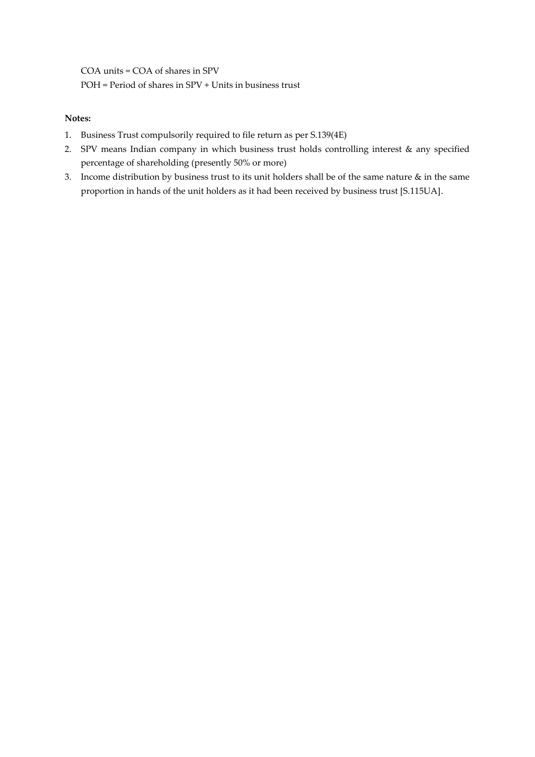COA units = COA of shares in SPV

POH = Period of shares in SPV + Units in business trust

**Notes:**

1. Business Trust compulsorily required to file return as per S.139(4E)
2. SPV means Indian company in which business trust holds controlling interest & any specified percentage of shareholding (presently 50% or more)
3. Income distribution by business trust to its unit holders shall be of the same nature & in the same proportion in hands of the unit holders as it had been received by business trust [S.115UA].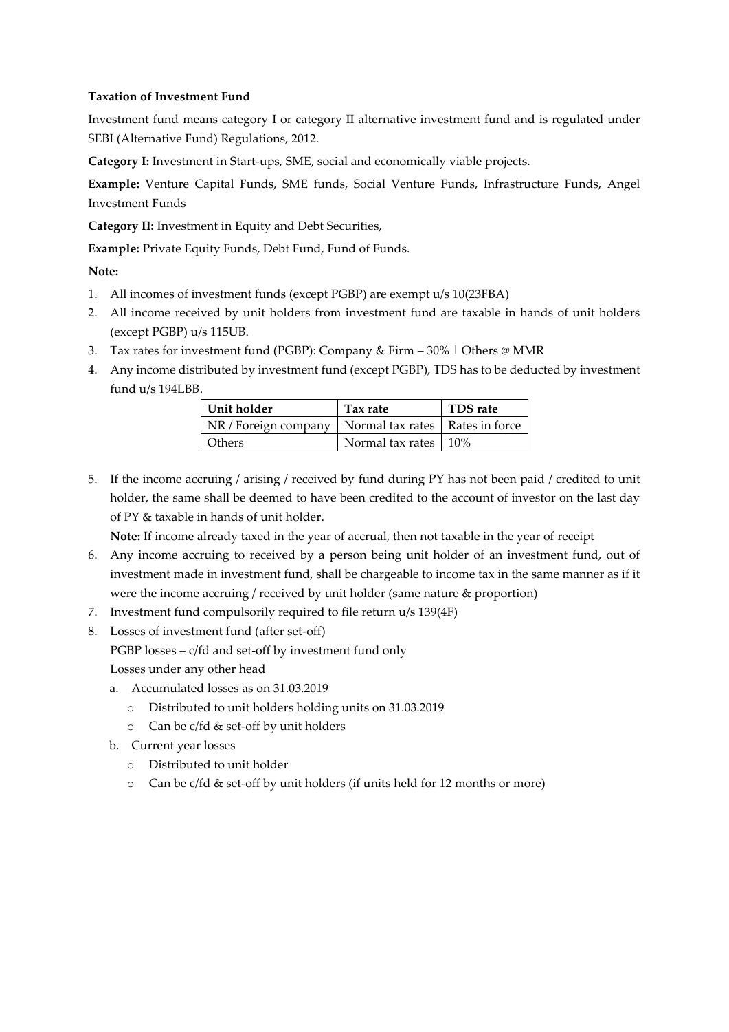**Taxation of Investment Fund**

Investment fund means category I or category II alternative investment fund and is regulated under SEBI (Alternative Fund) Regulations, 2012.

**Category I:** Investment in Start-ups, SME, social and economically viable projects.

**Example:** Venture Capital Funds, SME funds, Social Venture Funds, Infrastructure Funds, Angel Investment Funds

**Category II:** Investment in Equity and Debt Securities,

**Example:** Private Equity Funds, Debt Fund, Fund of Funds.

**Note:**

1. All incomes of investment funds (except PGBP) are exempt u/s 10(23FBA)
2. All income received by unit holders from investment fund are taxable in hands of unit holders (except PGBP) u/s 115UB.
3. Tax rates for investment fund (PGBP): Company & Firm – 30% | Others @ MMR
4. Any income distributed by investment fund (except PGBP), TDS has to be deducted by investment fund u/s 194LBB.

| Unit holder | Tax rate | TDS rate |
|---|---|---|
| NR / Foreign company | Normal tax rates | Rates in force |
| Others | Normal tax rates | 10% |

5. If the income accruing / arising / received by fund during PY has not been paid / credited to unit holder, the same shall be deemed to have been credited to the account of investor on the last day of PY & taxable in hands of unit holder.
   **Note:** If income already taxed in the year of accrual, then not taxable in the year of receipt
6. Any income accruing to received by a person being unit holder of an investment fund, out of investment made in investment fund, shall be chargeable to income tax in the same manner as if it were the income accruing / received by unit holder (same nature & proportion)
7. Investment fund compulsorily required to file return u/s 139(4F)
8. Losses of investment fund (after set-off)
   PGBP losses – c/fd and set-off by investment fund only
   Losses under any other head
   a. Accumulated losses as on 31.03.2019
      - Distributed to unit holders holding units on 31.03.2019
      - Can be c/fd & set-off by unit holders
   b. Current year losses
      - Distributed to unit holder
      - Can be c/fd & set-off by unit holders (if units held for 12 months or more)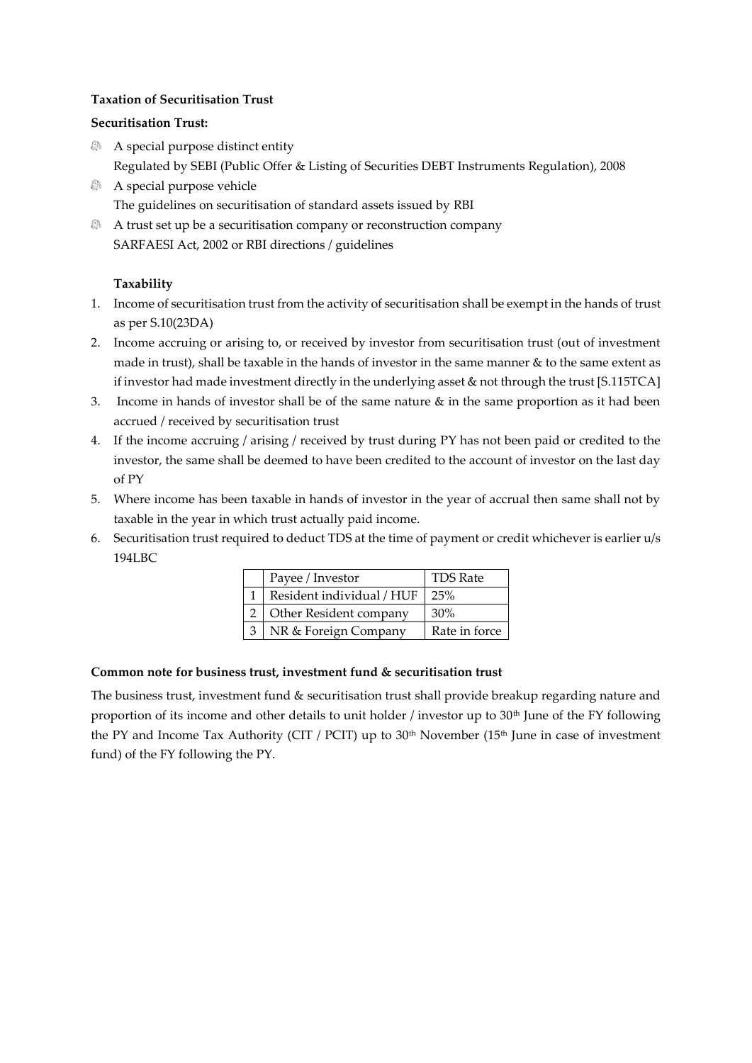**Taxation of Securitisation Trust**

**Securitisation Trust:**

- A special purpose distinct entity
  Regulated by SEBI (Public Offer & Listing of Securities DEBT Instruments Regulation), 2008
- A special purpose vehicle
  The guidelines on securitisation of standard assets issued by RBI
- A trust set up be a securitisation company or reconstruction company
  SARFAESI Act, 2002 or RBI directions / guidelines

**Taxability**

1. Income of securitisation trust from the activity of securitisation shall be exempt in the hands of trust as per S.10(23DA)
2. Income accruing or arising to, or received by investor from securitisation trust (out of investment made in trust), shall be taxable in the hands of investor in the same manner & to the same extent as if investor had made investment directly in the underlying asset & not through the trust [S.115TCA]
3. Income in hands of investor shall be of the same nature & in the same proportion as it had been accrued / received by securitisation trust
4. If the income accruing / arising / received by trust during PY has not been paid or credited to the investor, the same shall be deemed to have been credited to the account of investor on the last day of PY
5. Where income has been taxable in hands of investor in the year of accrual then same shall not by taxable in the year in which trust actually paid income.
6. Securitisation trust required to deduct TDS at the time of payment or credit whichever is earlier u/s 194LBC

| | Payee / Investor | TDS Rate |
|---|---|---|
| 1 | Resident individual / HUF | 25% |
| 2 | Other Resident company | 30% |
| 3 | NR & Foreign Company | Rate in force |

**Common note for business trust, investment fund & securitisation trust**

The business trust, investment fund & securitisation trust shall provide breakup regarding nature and proportion of its income and other details to unit holder / investor up to 30th June of the FY following the PY and Income Tax Authority (CIT / PCIT) up to 30th November (15th June in case of investment fund) of the FY following the PY.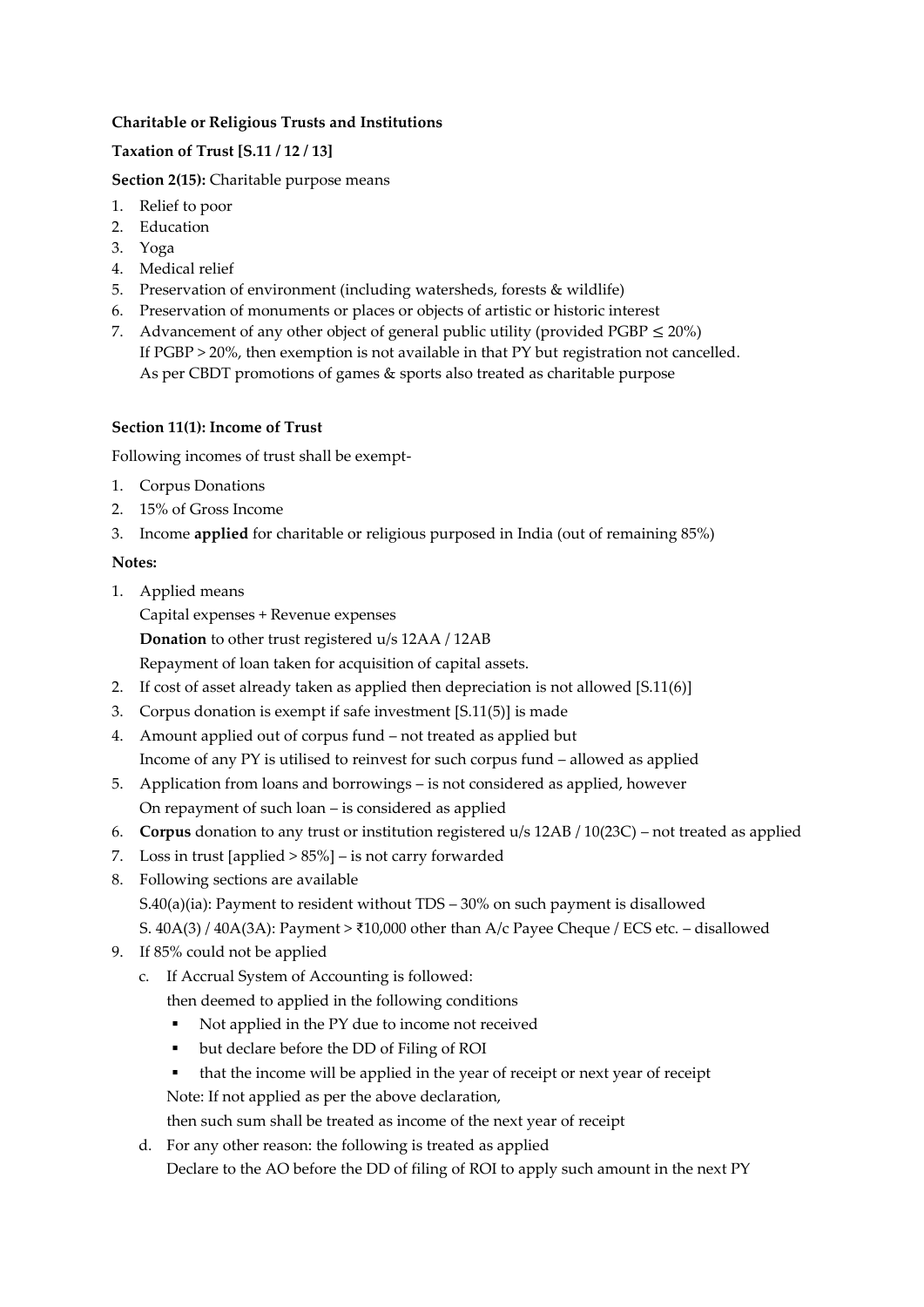**Charitable or Religious Trusts and Institutions**

**Taxation of Trust [S.11 / 12 / 13]**

**Section 2(15):** Charitable purpose means

1. Relief to poor
2. Education
3. Yoga
4. Medical relief
5. Preservation of environment (including watersheds, forests & wildlife)
6. Preservation of monuments or places or objects of artistic or historic interest
7. Advancement of any other object of general public utility (provided PGBP ≤ 20%)
   If PGBP > 20%, then exemption is not available in that PY but registration not cancelled.
   As per CBDT promotions of games & sports also treated as charitable purpose

**Section 11(1): Income of Trust**

Following incomes of trust shall be exempt-

1. Corpus Donations
2. 15% of Gross Income
3. Income **applied** for charitable or religious purposed in India (out of remaining 85%)

**Notes:**

1. Applied means
   Capital expenses + Revenue expenses
   **Donation** to other trust registered u/s 12AA / 12AB
   Repayment of loan taken for acquisition of capital assets.
2. If cost of asset already taken as applied then depreciation is not allowed [S.11(6)]
3. Corpus donation is exempt if safe investment [S.11(5)] is made
4. Amount applied out of corpus fund – not treated as applied but
   Income of any PY is utilised to reinvest for such corpus fund – allowed as applied
5. Application from loans and borrowings – is not considered as applied, however
   On repayment of such loan – is considered as applied
6. **Corpus** donation to any trust or institution registered u/s 12AB / 10(23C) – not treated as applied
7. Loss in trust [applied > 85%] – is not carry forwarded
8. Following sections are available
   S.40(a)(ia): Payment to resident without TDS – 30% on such payment is disallowed
   S. 40A(3) / 40A(3A): Payment > ₹10,000 other than A/c Payee Cheque / ECS etc. – disallowed
9. If 85% could not be applied
   c. If Accrual System of Accounting is followed:
      then deemed to applied in the following conditions
      - Not applied in the PY due to income not received
      - but declare before the DD of Filing of ROI
      - that the income will be applied in the year of receipt or next year of receipt

      Note: If not applied as per the above declaration,
      then such sum shall be treated as income of the next year of receipt
   d. For any other reason: the following is treated as applied
      Declare to the AO before the DD of filing of ROI to apply such amount in the next PY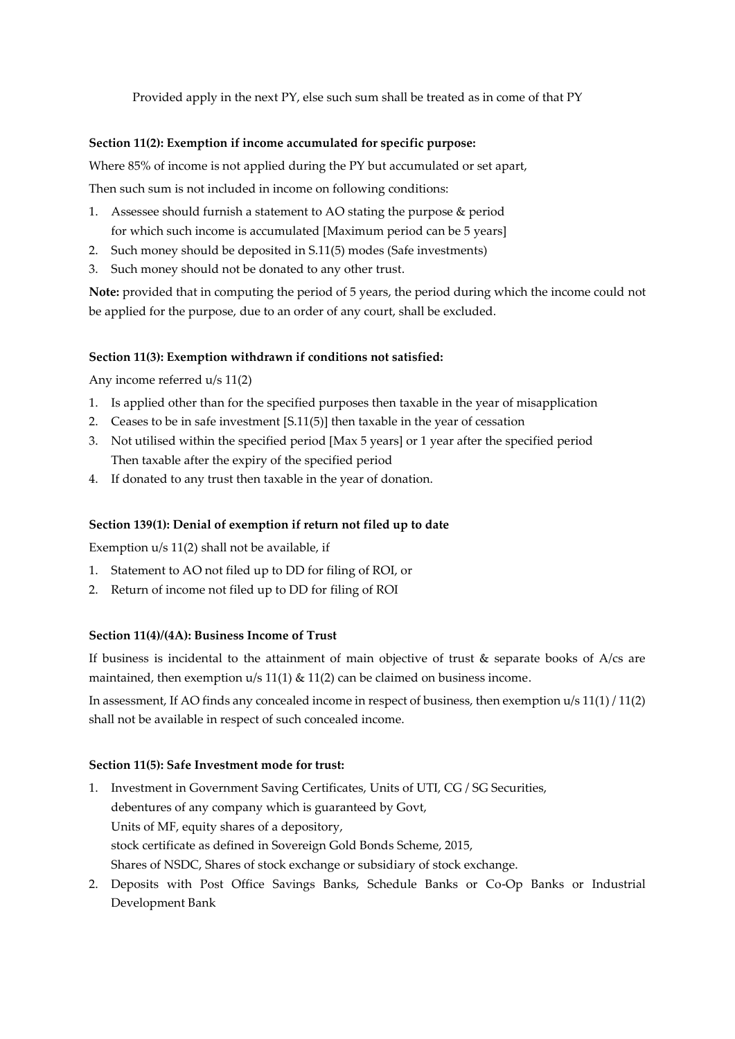Provided apply in the next PY, else such sum shall be treated as in come of that PY

**Section 11(2): Exemption if income accumulated for specific purpose:**

Where 85% of income is not applied during the PY but accumulated or set apart,

Then such sum is not included in income on following conditions:

1. Assessee should furnish a statement to AO stating the purpose & period for which such income is accumulated [Maximum period can be 5 years]
2. Such money should be deposited in S.11(5) modes (Safe investments)
3. Such money should not be donated to any other trust.

**Note:** provided that in computing the period of 5 years, the period during which the income could not be applied for the purpose, due to an order of any court, shall be excluded.

**Section 11(3): Exemption withdrawn if conditions not satisfied:**

Any income referred u/s 11(2)

1. Is applied other than for the specified purposes then taxable in the year of misapplication
2. Ceases to be in safe investment [S.11(5)] then taxable in the year of cessation
3. Not utilised within the specified period [Max 5 years] or 1 year after the specified period Then taxable after the expiry of the specified period
4. If donated to any trust then taxable in the year of donation.

**Section 139(1): Denial of exemption if return not filed up to date**

Exemption u/s 11(2) shall not be available, if

1. Statement to AO not filed up to DD for filing of ROI, or
2. Return of income not filed up to DD for filing of ROI

**Section 11(4)/(4A): Business Income of Trust**

If business is incidental to the attainment of main objective of trust & separate books of A/cs are maintained, then exemption u/s 11(1) & 11(2) can be claimed on business income.

In assessment, If AO finds any concealed income in respect of business, then exemption u/s 11(1) / 11(2) shall not be available in respect of such concealed income.

**Section 11(5): Safe Investment mode for trust:**

1. Investment in Government Saving Certificates, Units of UTI, CG / SG Securities, debentures of any company which is guaranteed by Govt, Units of MF, equity shares of a depository, stock certificate as defined in Sovereign Gold Bonds Scheme, 2015, Shares of NSDC, Shares of stock exchange or subsidiary of stock exchange.
2. Deposits with Post Office Savings Banks, Schedule Banks or Co-Op Banks or Industrial Development Bank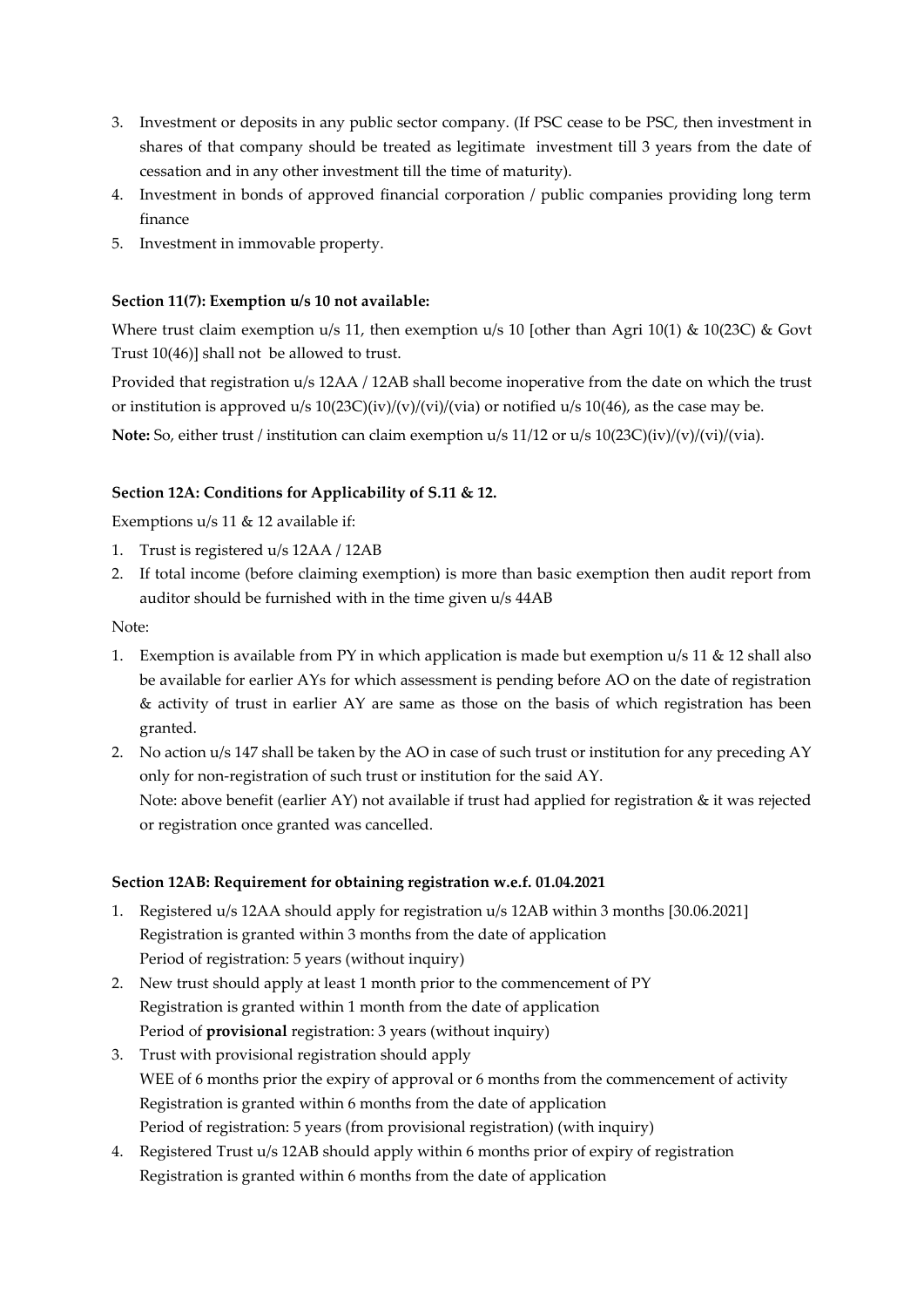3. Investment or deposits in any public sector company. (If PSC cease to be PSC, then investment in shares of that company should be treated as legitimate investment till 3 years from the date of cessation and in any other investment till the time of maturity).
4. Investment in bonds of approved financial corporation / public companies providing long term finance
5. Investment in immovable property.

**Section 11(7): Exemption u/s 10 not available:**

Where trust claim exemption u/s 11, then exemption u/s 10 [other than Agri 10(1) & 10(23C) & Govt Trust 10(46)] shall not be allowed to trust.

Provided that registration u/s 12AA / 12AB shall become inoperative from the date on which the trust or institution is approved u/s 10(23C)(iv)/(v)/(vi)/(via) or notified u/s 10(46), as the case may be.

**Note:** So, either trust / institution can claim exemption u/s 11/12 or u/s 10(23C)(iv)/(v)/(vi)/(via).

**Section 12A: Conditions for Applicability of S.11 & 12.**

Exemptions u/s 11 & 12 available if:

1. Trust is registered u/s 12AA / 12AB
2. If total income (before claiming exemption) is more than basic exemption then audit report from auditor should be furnished with in the time given u/s 44AB

Note:

1. Exemption is available from PY in which application is made but exemption u/s 11 & 12 shall also be available for earlier AYs for which assessment is pending before AO on the date of registration & activity of trust in earlier AY are same as those on the basis of which registration has been granted.
2. No action u/s 147 shall be taken by the AO in case of such trust or institution for any preceding AY only for non-registration of such trust or institution for the said AY.
   Note: above benefit (earlier AY) not available if trust had applied for registration & it was rejected or registration once granted was cancelled.

**Section 12AB: Requirement for obtaining registration w.e.f. 01.04.2021**

1. Registered u/s 12AA should apply for registration u/s 12AB within 3 months [30.06.2021]
   Registration is granted within 3 months from the date of application
   Period of registration: 5 years (without inquiry)
2. New trust should apply at least 1 month prior to the commencement of PY
   Registration is granted within 1 month from the date of application
   Period of **provisional** registration: 3 years (without inquiry)
3. Trust with provisional registration should apply
   WEE of 6 months prior the expiry of approval or 6 months from the commencement of activity
   Registration is granted within 6 months from the date of application
   Period of registration: 5 years (from provisional registration) (with inquiry)
4. Registered Trust u/s 12AB should apply within 6 months prior of expiry of registration
   Registration is granted within 6 months from the date of application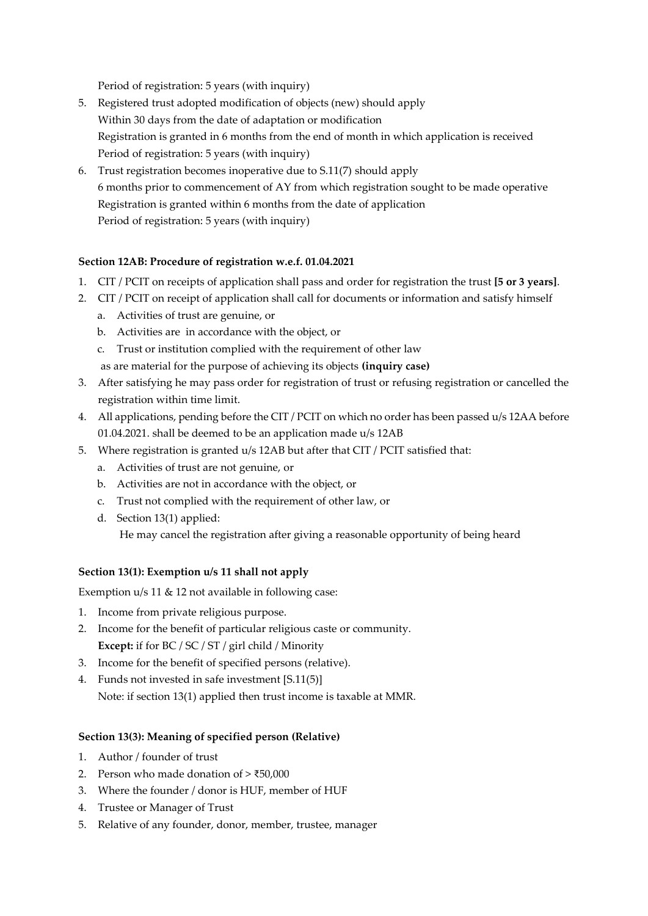Period of registration: 5 years (with inquiry)

5. Registered trust adopted modification of objects (new) should apply
   Within 30 days from the date of adaptation or modification
   Registration is granted in 6 months from the end of month in which application is received
   Period of registration: 5 years (with inquiry)
6. Trust registration becomes inoperative due to S.11(7) should apply
   6 months prior to commencement of AY from which registration sought to be made operative
   Registration is granted within 6 months from the date of application
   Period of registration: 5 years (with inquiry)

**Section 12AB: Procedure of registration w.e.f. 01.04.2021**

1. CIT / PCIT on receipts of application shall pass and order for registration the trust **[5 or 3 years]**.
2. CIT / PCIT on receipt of application shall call for documents or information and satisfy himself
   a. Activities of trust are genuine, or
   b. Activities are in accordance with the object, or
   c. Trust or institution complied with the requirement of other law
   as are material for the purpose of achieving its objects **(inquiry case)**
3. After satisfying he may pass order for registration of trust or refusing registration or cancelled the registration within time limit.
4. All applications, pending before the CIT / PCIT on which no order has been passed u/s 12AA before 01.04.2021. shall be deemed to be an application made u/s 12AB
5. Where registration is granted u/s 12AB but after that CIT / PCIT satisfied that:
   a. Activities of trust are not genuine, or
   b. Activities are not in accordance with the object, or
   c. Trust not complied with the requirement of other law, or
   d. Section 13(1) applied:
      He may cancel the registration after giving a reasonable opportunity of being heard

**Section 13(1): Exemption u/s 11 shall not apply**

Exemption u/s 11 & 12 not available in following case:

1. Income from private religious purpose.
2. Income for the benefit of particular religious caste or community.
   **Except:** if for BC / SC / ST / girl child / Minority
3. Income for the benefit of specified persons (relative).
4. Funds not invested in safe investment [S.11(5)]
   Note: if section 13(1) applied then trust income is taxable at MMR.

**Section 13(3): Meaning of specified person (Relative)**

1. Author / founder of trust
2. Person who made donation of > ₹50,000
3. Where the founder / donor is HUF, member of HUF
4. Trustee or Manager of Trust
5. Relative of any founder, donor, member, trustee, manager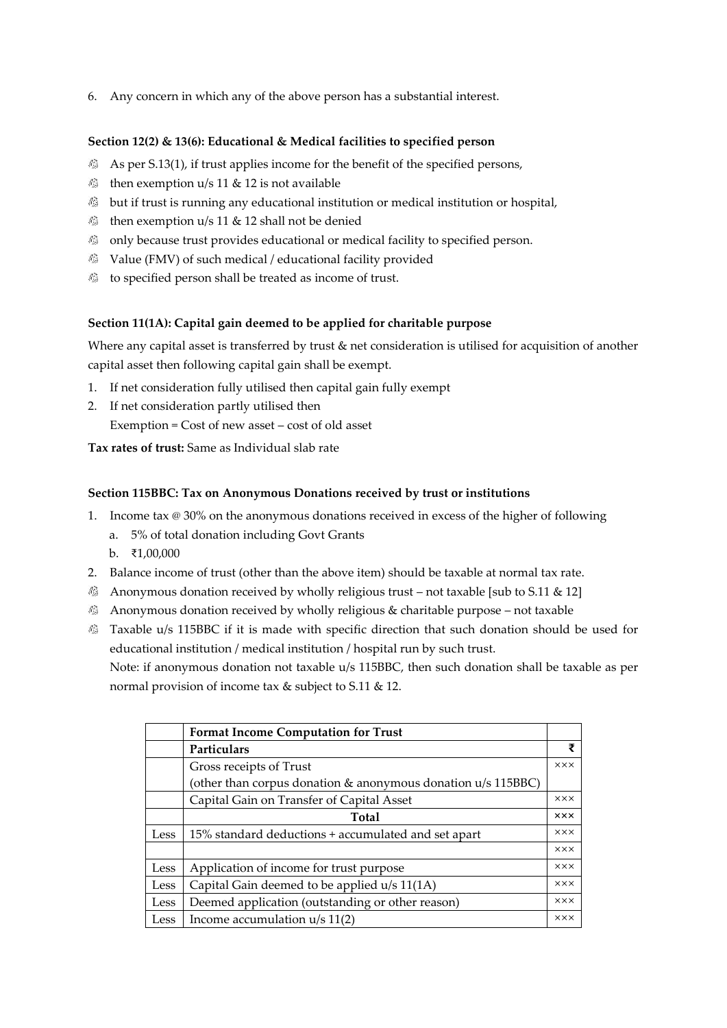6. Any concern in which any of the above person has a substantial interest.

**Section 12(2) & 13(6): Educational & Medical facilities to specified person**

- As per S.13(1), if trust applies income for the benefit of the specified persons,
- then exemption u/s 11 & 12 is not available
- but if trust is running any educational institution or medical institution or hospital,
- then exemption u/s 11 & 12 shall not be denied
- only because trust provides educational or medical facility to specified person.
- Value (FMV) of such medical / educational facility provided
- to specified person shall be treated as income of trust.

**Section 11(1A): Capital gain deemed to be applied for charitable purpose**

Where any capital asset is transferred by trust & net consideration is utilised for acquisition of another capital asset then following capital gain shall be exempt.

1. If net consideration fully utilised then capital gain fully exempt
2. If net consideration partly utilised then
   Exemption = Cost of new asset – cost of old asset

**Tax rates of trust:** Same as Individual slab rate

**Section 115BBC: Tax on Anonymous Donations received by trust or institutions**

1. Income tax @ 30% on the anonymous donations received in excess of the higher of following
   a. 5% of total donation including Govt Grants
   b. ₹1,00,000
2. Balance income of trust (other than the above item) should be taxable at normal tax rate.

- Anonymous donation received by wholly religious trust – not taxable [sub to S.11 & 12]
- Anonymous donation received by wholly religious & charitable purpose – not taxable
- Taxable u/s 115BBC if it is made with specific direction that such donation should be used for educational institution / medical institution / hospital run by such trust.
  Note: if anonymous donation not taxable u/s 115BBC, then such donation shall be taxable as per normal provision of income tax & subject to S.11 & 12.

| | **Format Income Computation for Trust** | |
|---|---|---|
| | **Particulars** | **₹** |
| | Gross receipts of Trust (other than corpus donation & anonymous donation u/s 115BBC) | ××× |
| | Capital Gain on Transfer of Capital Asset | ××× |
| | **Total** | **×××** |
| Less | 15% standard deductions + accumulated and set apart | ××× |
| | | ××× |
| Less | Application of income for trust purpose | ××× |
| Less | Capital Gain deemed to be applied u/s 11(1A) | ××× |
| Less | Deemed application (outstanding or other reason) | ××× |
| Less | Income accumulation u/s 11(2) | ××× |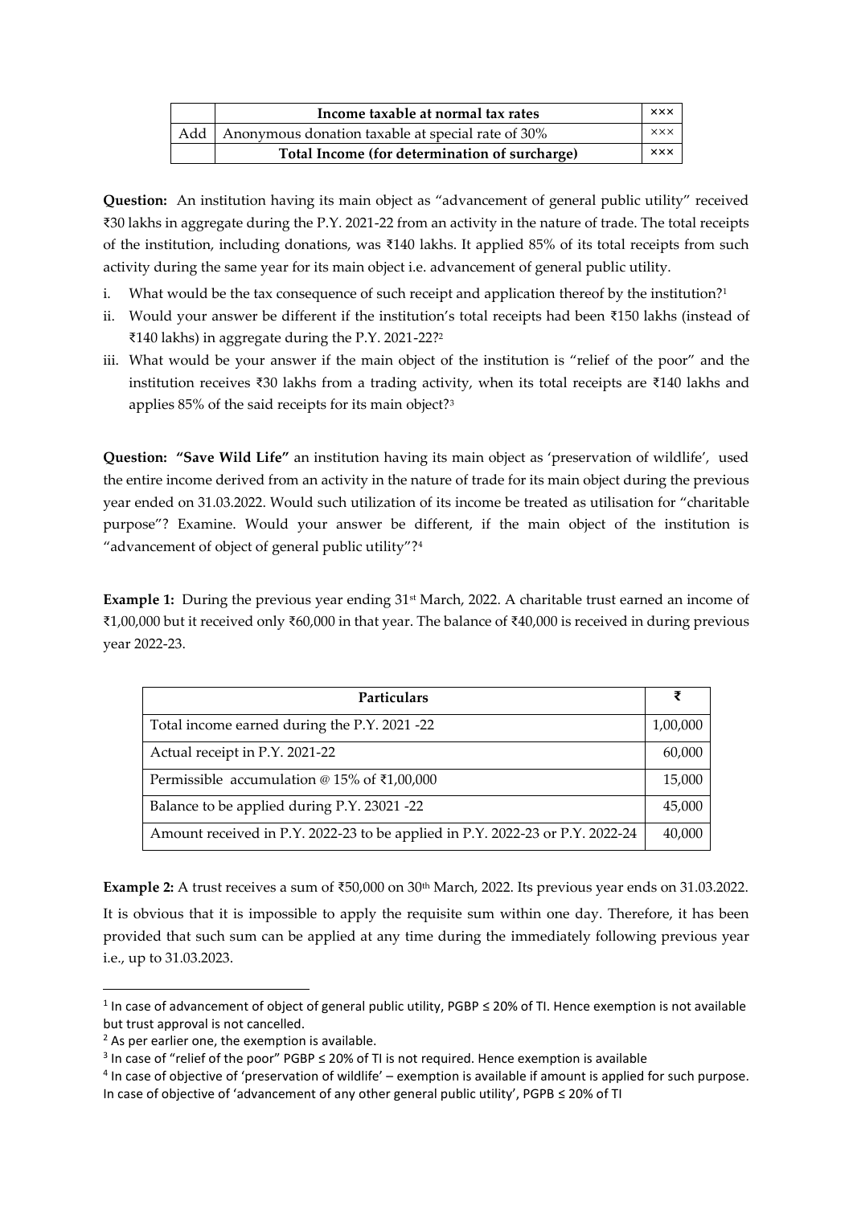|  | Income taxable at normal tax rates | ××× |
|---|---|---|
| Add | Anonymous donation taxable at special rate of 30% | ××× |
|  | **Total Income (for determination of surcharge)** | ××× |

**Question:** An institution having its main object as "advancement of general public utility" received ₹30 lakhs in aggregate during the P.Y. 2021-22 from an activity in the nature of trade. The total receipts of the institution, including donations, was ₹140 lakhs. It applied 85% of its total receipts from such activity during the same year for its main object i.e. advancement of general public utility.

i. What would be the tax consequence of such receipt and application thereof by the institution?[1]
ii. Would your answer be different if the institution's total receipts had been ₹150 lakhs (instead of ₹140 lakhs) in aggregate during the P.Y. 2021-22?[2]
iii. What would be your answer if the main object of the institution is "relief of the poor" and the institution receives ₹30 lakhs from a trading activity, when its total receipts are ₹140 lakhs and applies 85% of the said receipts for its main object?[3]

**Question: "Save Wild Life"** an institution having its main object as 'preservation of wildlife', used the entire income derived from an activity in the nature of trade for its main object during the previous year ended on 31.03.2022. Would such utilization of its income be treated as utilisation for "charitable purpose"? Examine. Would your answer be different, if the main object of the institution is "advancement of object of general public utility"?[4]

**Example 1:** During the previous year ending 31st March, 2022. A charitable trust earned an income of ₹1,00,000 but it received only ₹60,000 in that year. The balance of ₹40,000 is received in during previous year 2022-23.

| Particulars | ₹ |
|---|---|
| Total income earned during the P.Y. 2021 -22 | 1,00,000 |
| Actual receipt in P.Y. 2021-22 | 60,000 |
| Permissible accumulation @ 15% of ₹1,00,000 | 15,000 |
| Balance to be applied during P.Y. 23021 -22 | 45,000 |
| Amount received in P.Y. 2022-23 to be applied in P.Y. 2022-23 or P.Y. 2022-24 | 40,000 |

**Example 2:** A trust receives a sum of ₹50,000 on 30th March, 2022. Its previous year ends on 31.03.2022. It is obvious that it is impossible to apply the requisite sum within one day. Therefore, it has been provided that such sum can be applied at any time during the immediately following previous year i.e., up to 31.03.2023.

---

[1] In case of advancement of object of general public utility, PGBP ≤ 20% of TI. Hence exemption is not available but trust approval is not cancelled.

[2] As per earlier one, the exemption is available.

[3] In case of "relief of the poor" PGBP ≤ 20% of TI is not required. Hence exemption is available

[4] In case of objective of 'preservation of wildlife' – exemption is available if amount is applied for such purpose. In case of objective of 'advancement of any other general public utility', PGPB ≤ 20% of TI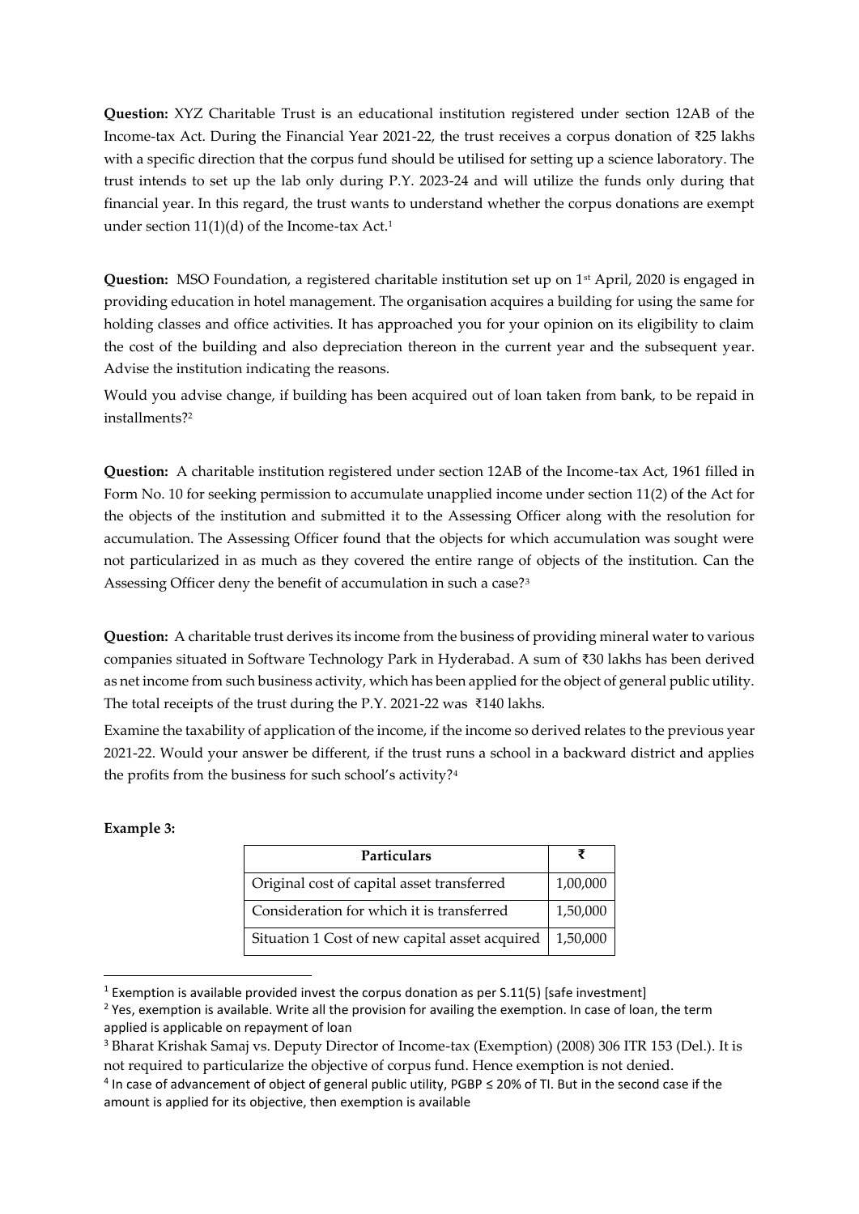**Question:** XYZ Charitable Trust is an educational institution registered under section 12AB of the Income-tax Act. During the Financial Year 2021-22, the trust receives a corpus donation of ₹25 lakhs with a specific direction that the corpus fund should be utilised for setting up a science laboratory. The trust intends to set up the lab only during P.Y. 2023-24 and will utilize the funds only during that financial year. In this regard, the trust wants to understand whether the corpus donations are exempt under section 11(1)(d) of the Income-tax Act.[1]

**Question:** MSO Foundation, a registered charitable institution set up on 1st April, 2020 is engaged in providing education in hotel management. The organisation acquires a building for using the same for holding classes and office activities. It has approached you for your opinion on its eligibility to claim the cost of the building and also depreciation thereon in the current year and the subsequent year. Advise the institution indicating the reasons.

Would you advise change, if building has been acquired out of loan taken from bank, to be repaid in installments?[2]

**Question:** A charitable institution registered under section 12AB of the Income-tax Act, 1961 filled in Form No. 10 for seeking permission to accumulate unapplied income under section 11(2) of the Act for the objects of the institution and submitted it to the Assessing Officer along with the resolution for accumulation. The Assessing Officer found that the objects for which accumulation was sought were not particularized in as much as they covered the entire range of objects of the institution. Can the Assessing Officer deny the benefit of accumulation in such a case?[3]

**Question:** A charitable trust derives its income from the business of providing mineral water to various companies situated in Software Technology Park in Hyderabad. A sum of ₹30 lakhs has been derived as net income from such business activity, which has been applied for the object of general public utility. The total receipts of the trust during the P.Y. 2021-22 was ₹140 lakhs.

Examine the taxability of application of the income, if the income so derived relates to the previous year 2021-22. Would your answer be different, if the trust runs a school in a backward district and applies the profits from the business for such school's activity?[4]

**Example 3:**

| Particulars | ₹ |
|---|---|
| Original cost of capital asset transferred | 1,00,000 |
| Consideration for which it is transferred | 1,50,000 |
| Situation 1 Cost of new capital asset acquired | 1,50,000 |

---

[1] Exemption is available provided invest the corpus donation as per S.11(5) [safe investment]

[2] Yes, exemption is available. Write all the provision for availing the exemption. In case of loan, the term applied is applicable on repayment of loan

[3] Bharat Krishak Samaj vs. Deputy Director of Income-tax (Exemption) (2008) 306 ITR 153 (Del.). It is not required to particularize the objective of corpus fund. Hence exemption is not denied.

[4] In case of advancement of object of general public utility, PGBP ≤ 20% of TI. But in the second case if the amount is applied for its objective, then exemption is available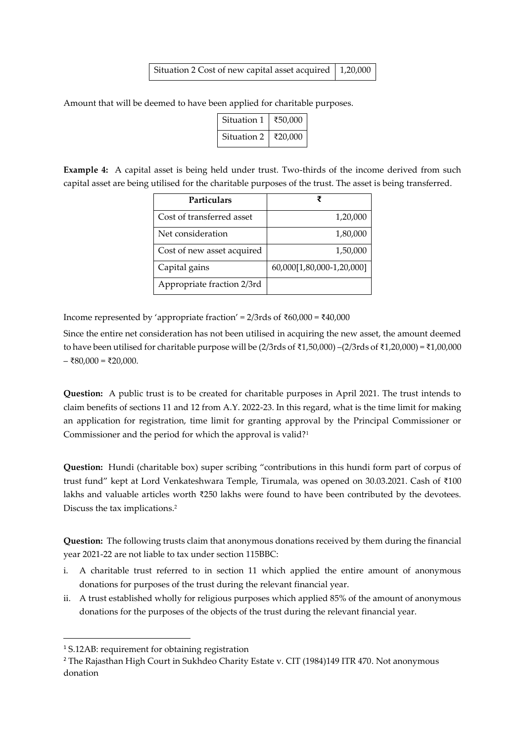| Situation 2 Cost of new capital asset acquired | 1,20,000 |
|---|---|

Amount that will be deemed to have been applied for charitable purposes.

| Situation 1 | ₹50,000 |
|---|---|
| Situation 2 | ₹20,000 |

**Example 4:** A capital asset is being held under trust. Two-thirds of the income derived from such capital asset are being utilised for the charitable purposes of the trust. The asset is being transferred.

| Particulars | ₹ |
|---|---|
| Cost of transferred asset | 1,20,000 |
| Net consideration | 1,80,000 |
| Cost of new asset acquired | 1,50,000 |
| Capital gains | 60,000[1,80,000-1,20,000] |
| Appropriate fraction 2/3rd | |

Income represented by 'appropriate fraction' = 2/3rds of ₹60,000 = ₹40,000

Since the entire net consideration has not been utilised in acquiring the new asset, the amount deemed to have been utilised for charitable purpose will be (2/3rds of ₹1,50,000) –(2/3rds of ₹1,20,000) = ₹1,00,000 – ₹80,000 = ₹20,000.

**Question:** A public trust is to be created for charitable purposes in April 2021. The trust intends to claim benefits of sections 11 and 12 from A.Y. 2022-23. In this regard, what is the time limit for making an application for registration, time limit for granting approval by the Principal Commissioner or Commissioner and the period for which the approval is valid?[1]

**Question:** Hundi (charitable box) super scribing "contributions in this hundi form part of corpus of trust fund" kept at Lord Venkateshwara Temple, Tirumala, was opened on 30.03.2021. Cash of ₹100 lakhs and valuable articles worth ₹250 lakhs were found to have been contributed by the devotees. Discuss the tax implications.[2]

**Question:** The following trusts claim that anonymous donations received by them during the financial year 2021-22 are not liable to tax under section 115BBC:

i. A charitable trust referred to in section 11 which applied the entire amount of anonymous donations for purposes of the trust during the relevant financial year.
ii. A trust established wholly for religious purposes which applied 85% of the amount of anonymous donations for the purposes of the objects of the trust during the relevant financial year.

---

[1] S.12AB: requirement for obtaining registration

[2] The Rajasthan High Court in Sukhdeo Charity Estate v. CIT (1984)149 ITR 470. Not anonymous donation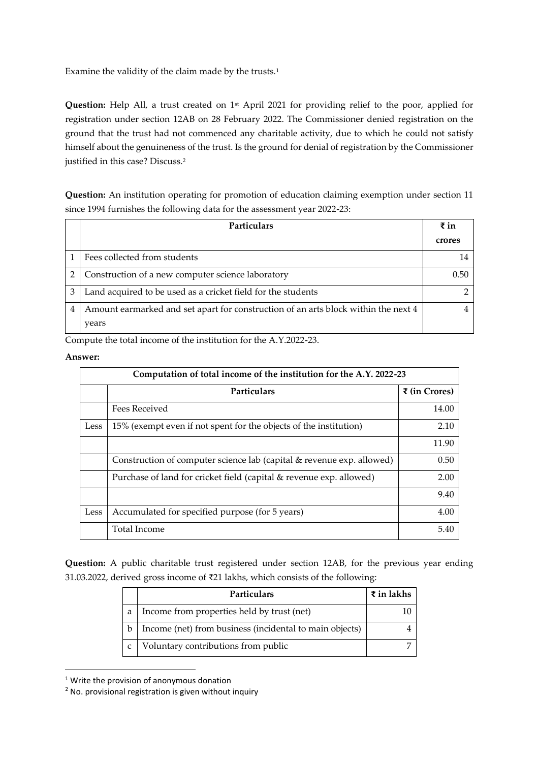Examine the validity of the claim made by the trusts.[1]

**Question:** Help All, a trust created on 1st April 2021 for providing relief to the poor, applied for registration under section 12AB on 28 February 2022. The Commissioner denied registration on the ground that the trust had not commenced any charitable activity, due to which he could not satisfy himself about the genuineness of the trust. Is the ground for denial of registration by the Commissioner justified in this case? Discuss.[2]

**Question:** An institution operating for promotion of education claiming exemption under section 11 since 1994 furnishes the following data for the assessment year 2022-23:

| | Particulars | ₹ in crores |
|---|---|---|
| 1 | Fees collected from students | 14 |
| 2 | Construction of a new computer science laboratory | 0.50 |
| 3 | Land acquired to be used as a cricket field for the students | 2 |
| 4 | Amount earmarked and set apart for construction of an arts block within the next 4 years | 4 |

Compute the total income of the institution for the A.Y.2022-23.

**Answer:**

| Computation of total income of the institution for the A.Y. 2022-23 | | |
|---|---|---|
| | **Particulars** | **₹ (in Crores)** |
| | Fees Received | 14.00 |
| Less | 15% (exempt even if not spent for the objects of the institution) | 2.10 |
| | | 11.90 |
| | Construction of computer science lab (capital & revenue exp. allowed) | 0.50 |
| | Purchase of land for cricket field (capital & revenue exp. allowed) | 2.00 |
| | | 9.40 |
| Less | Accumulated for specified purpose (for 5 years) | 4.00 |
| | Total Income | 5.40 |

**Question:** A public charitable trust registered under section 12AB, for the previous year ending 31.03.2022, derived gross income of ₹21 lakhs, which consists of the following:

| | Particulars | ₹ in lakhs |
|---|---|---|
| a | Income from properties held by trust (net) | 10 |
| b | Income (net) from business (incidental to main objects) | 4 |
| c | Voluntary contributions from public | 7 |

[1] Write the provision of anonymous donation

[2] No. provisional registration is given without inquiry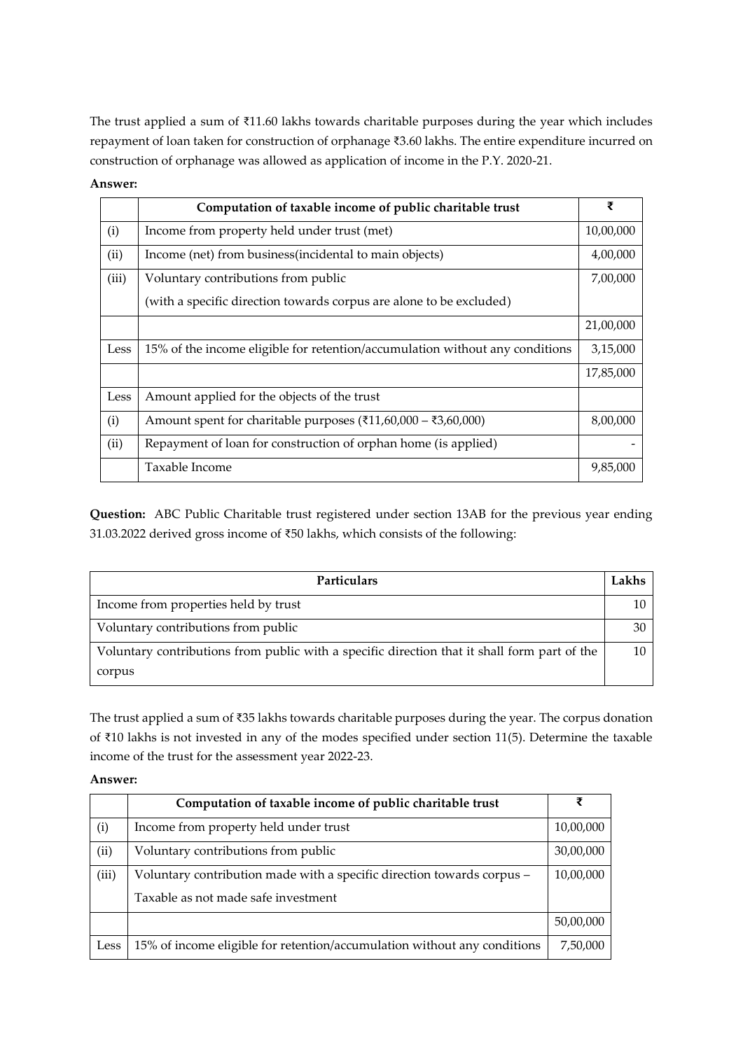The trust applied a sum of ₹11.60 lakhs towards charitable purposes during the year which includes repayment of loan taken for construction of orphanage ₹3.60 lakhs. The entire expenditure incurred on construction of orphanage was allowed as application of income in the P.Y. 2020-21.

**Answer:**

| | Computation of taxable income of public charitable trust | ₹ |
|---|---|---|
| (i) | Income from property held under trust (net) | 10,00,000 |
| (ii) | Income (net) from business(incidental to main objects) | 4,00,000 |
| (iii) | Voluntary contributions from public<br>(with a specific direction towards corpus are alone to be excluded) | 7,00,000 |
| | | 21,00,000 |
| Less | 15% of the income eligible for retention/accumulation without any conditions | 3,15,000 |
| | | 17,85,000 |
| Less | Amount applied for the objects of the trust | |
| (i) | Amount spent for charitable purposes (₹11,60,000 – ₹3,60,000) | 8,00,000 |
| (ii) | Repayment of loan for construction of orphan home (is applied) | - |
| | Taxable Income | 9,85,000 |

**Question:** ABC Public Charitable trust registered under section 13AB for the previous year ending 31.03.2022 derived gross income of ₹50 lakhs, which consists of the following:

| Particulars | Lakhs |
|---|---|
| Income from properties held by trust | 10 |
| Voluntary contributions from public | 30 |
| Voluntary contributions from public with a specific direction that it shall form part of the corpus | 10 |

The trust applied a sum of ₹35 lakhs towards charitable purposes during the year. The corpus donation of ₹10 lakhs is not invested in any of the modes specified under section 11(5). Determine the taxable income of the trust for the assessment year 2022-23.

**Answer:**

| | Computation of taxable income of public charitable trust | ₹ |
|---|---|---|
| (i) | Income from property held under trust | 10,00,000 |
| (ii) | Voluntary contributions from public | 30,00,000 |
| (iii) | Voluntary contribution made with a specific direction towards corpus –<br>Taxable as not made safe investment | 10,00,000 |
| | | 50,00,000 |
| Less | 15% of income eligible for retention/accumulation without any conditions | 7,50,000 |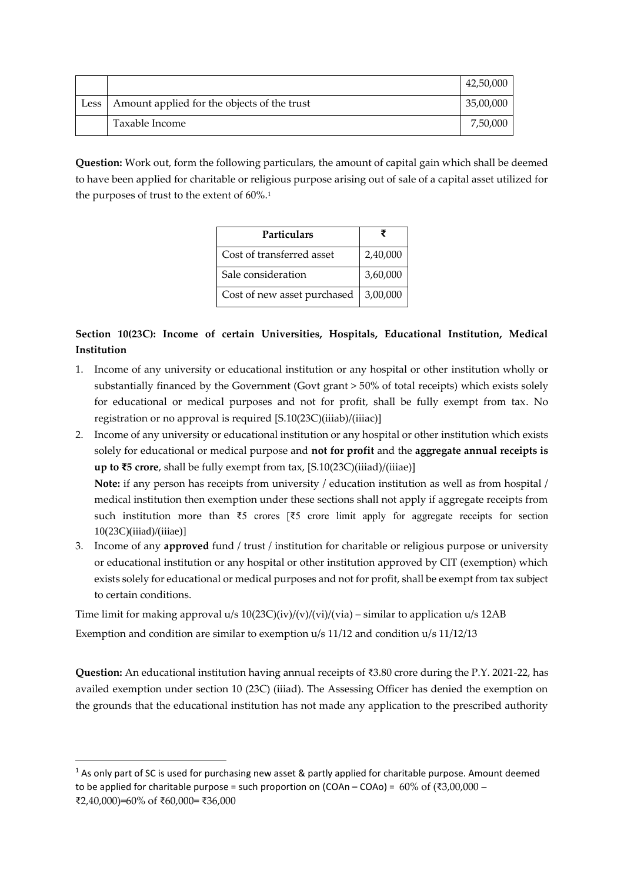| | | |
|---|---|---|
| | | 42,50,000 |
| Less | Amount applied for the objects of the trust | 35,00,000 |
| | Taxable Income | 7,50,000 |

**Question:** Work out, form the following particulars, the amount of capital gain which shall be deemed to have been applied for charitable or religious purpose arising out of sale of a capital asset utilized for the purposes of trust to the extent of 60%.[1]

| Particulars | ₹ |
|---|---|
| Cost of transferred asset | 2,40,000 |
| Sale consideration | 3,60,000 |
| Cost of new asset purchased | 3,00,000 |

**Section 10(23C): Income of certain Universities, Hospitals, Educational Institution, Medical Institution**

1. Income of any university or educational institution or any hospital or other institution wholly or substantially financed by the Government (Govt grant > 50% of total receipts) which exists solely for educational or medical purposes and not for profit, shall be fully exempt from tax. No registration or no approval is required [S.10(23C)(iiiab)/(iiiac)]
2. Income of any university or educational institution or any hospital or other institution which exists solely for educational or medical purpose and **not for profit** and the **aggregate annual receipts is up to ₹5 crore**, shall be fully exempt from tax, [S.10(23C)(iiiad)/(iiiae)]

   **Note:** if any person has receipts from university / education institution as well as from hospital / medical institution then exemption under these sections shall not apply if aggregate receipts from such institution more than ₹5 crores [₹5 crore limit apply for aggregate receipts for section 10(23C)(iiiad)/(iiiae)]
3. Income of any **approved** fund / trust / institution for charitable or religious purpose or university or educational institution or any hospital or other institution approved by CIT (exemption) which exists solely for educational or medical purposes and not for profit, shall be exempt from tax subject to certain conditions.

Time limit for making approval u/s 10(23C)(iv)/(v)/(vi)/(via) – similar to application u/s 12AB

Exemption and condition are similar to exemption u/s 11/12 and condition u/s 11/12/13

**Question:** An educational institution having annual receipts of ₹3.80 crore during the P.Y. 2021-22, has availed exemption under section 10 (23C) (iiiad). The Assessing Officer has denied the exemption on the grounds that the educational institution has not made any application to the prescribed authority

---

[1] As only part of SC is used for purchasing new asset & partly applied for charitable purpose. Amount deemed to be applied for charitable purpose = such proportion on (COAn – COAo) = 60% of (₹3,00,000 – ₹2,40,000)=60% of ₹60,000= ₹36,000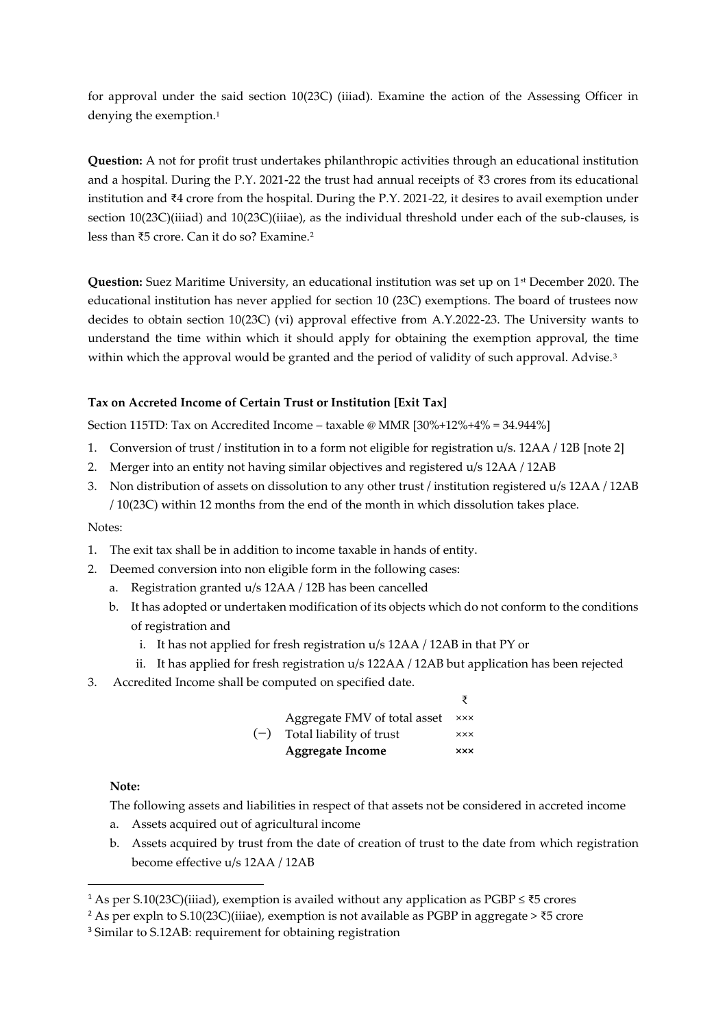for approval under the said section 10(23C) (iiiad). Examine the action of the Assessing Officer in denying the exemption.[1]

**Question:** A not for profit trust undertakes philanthropic activities through an educational institution and a hospital. During the P.Y. 2021-22 the trust had annual receipts of ₹3 crores from its educational institution and ₹4 crore from the hospital. During the P.Y. 2021-22, it desires to avail exemption under section 10(23C)(iiiad) and 10(23C)(iiiae), as the individual threshold under each of the sub-clauses, is less than ₹5 crore. Can it do so? Examine.[2]

**Question:** Suez Maritime University, an educational institution was set up on 1st December 2020. The educational institution has never applied for section 10 (23C) exemptions. The board of trustees now decides to obtain section 10(23C) (vi) approval effective from A.Y.2022-23. The University wants to understand the time within which it should apply for obtaining the exemption approval, the time within which the approval would be granted and the period of validity of such approval. Advise.[3]

**Tax on Accreted Income of Certain Trust or Institution [Exit Tax]**

Section 115TD: Tax on Accredited Income – taxable @ MMR [30%+12%+4% = 34.944%]

1. Conversion of trust / institution in to a form not eligible for registration u/s. 12AA / 12B [note 2]
2. Merger into an entity not having similar objectives and registered u/s 12AA / 12AB
3. Non distribution of assets on dissolution to any other trust / institution registered u/s 12AA / 12AB / 10(23C) within 12 months from the end of the month in which dissolution takes place.

Notes:

1. The exit tax shall be in addition to income taxable in hands of entity.
2. Deemed conversion into non eligible form in the following cases:
   a. Registration granted u/s 12AA / 12B has been cancelled
   b. It has adopted or undertaken modification of its objects which do not conform to the conditions of registration and
      i. It has not applied for fresh registration u/s 12AA / 12AB in that PY or
      ii. It has applied for fresh registration u/s 122AA / 12AB but application has been rejected
3. Accredited Income shall be computed on specified date.

| | | ₹ |
|---|---|---|
| | Aggregate FMV of total asset | ××× |
| (−) | Total liability of trust | ××× |
| | **Aggregate Income** | **×××** |

**Note:**

The following assets and liabilities in respect of that assets not be considered in accreted income

a. Assets acquired out of agricultural income
b. Assets acquired by trust from the date of creation of trust to the date from which registration become effective u/s 12AA / 12AB

---

[1] As per S.10(23C)(iiiad), exemption is availed without any application as PGBP ≤ ₹5 crores

[2] As per expln to S.10(23C)(iiiae), exemption is not available as PGBP in aggregate > ₹5 crore

[3] Similar to S.12AB: requirement for obtaining registration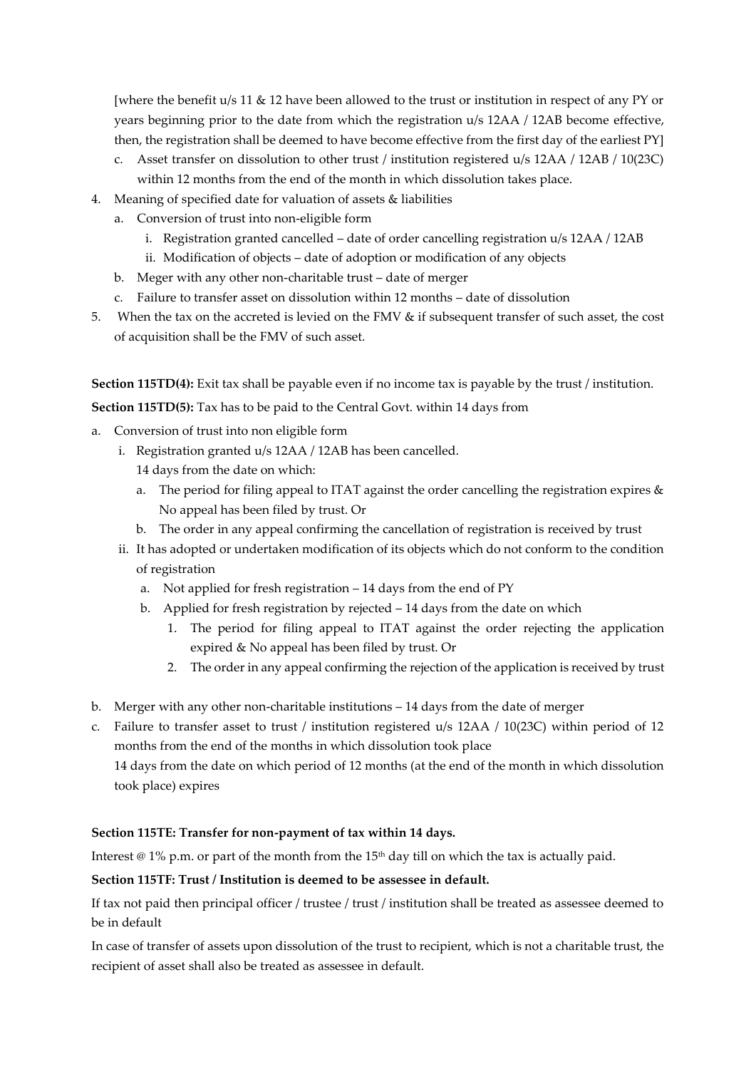[where the benefit u/s 11 & 12 have been allowed to the trust or institution in respect of any PY or years beginning prior to the date from which the registration u/s 12AA / 12AB become effective, then, the registration shall be deemed to have become effective from the first day of the earliest PY]

   c. Asset transfer on dissolution to other trust / institution registered u/s 12AA / 12AB / 10(23C) within 12 months from the end of the month in which dissolution takes place.

4. Meaning of specified date for valuation of assets & liabilities
   a. Conversion of trust into non-eligible form
      i. Registration granted cancelled – date of order cancelling registration u/s 12AA / 12AB
      ii. Modification of objects – date of adoption or modification of any objects
   b. Meger with any other non-charitable trust – date of merger
   c. Failure to transfer asset on dissolution within 12 months – date of dissolution
5. When the tax on the accreted is levied on the FMV & if subsequent transfer of such asset, the cost of acquisition shall be the FMV of such asset.

**Section 115TD(4):** Exit tax shall be payable even if no income tax is payable by the trust / institution.

**Section 115TD(5):** Tax has to be paid to the Central Govt. within 14 days from

a. Conversion of trust into non eligible form
   i. Registration granted u/s 12AA / 12AB has been cancelled.
      14 days from the date on which:
      a. The period for filing appeal to ITAT against the order cancelling the registration expires & No appeal has been filed by trust. Or
      b. The order in any appeal confirming the cancellation of registration is received by trust
   ii. It has adopted or undertaken modification of its objects which do not conform to the condition of registration
      a. Not applied for fresh registration – 14 days from the end of PY
      b. Applied for fresh registration by rejected – 14 days from the date on which
         1. The period for filing appeal to ITAT against the order rejecting the application expired & No appeal has been filed by trust. Or
         2. The order in any appeal confirming the rejection of the application is received by trust
b. Merger with any other non-charitable institutions – 14 days from the date of merger
c. Failure to transfer asset to trust / institution registered u/s 12AA / 10(23C) within period of 12 months from the end of the months in which dissolution took place
   14 days from the date on which period of 12 months (at the end of the month in which dissolution took place) expires

**Section 115TE: Transfer for non-payment of tax within 14 days.**

Interest @ 1% p.m. or part of the month from the 15th day till on which the tax is actually paid.

**Section 115TF: Trust / Institution is deemed to be assessee in default.**

If tax not paid then principal officer / trustee / trust / institution shall be treated as assessee deemed to be in default

In case of transfer of assets upon dissolution of the trust to recipient, which is not a charitable trust, the recipient of asset shall also be treated as assessee in default.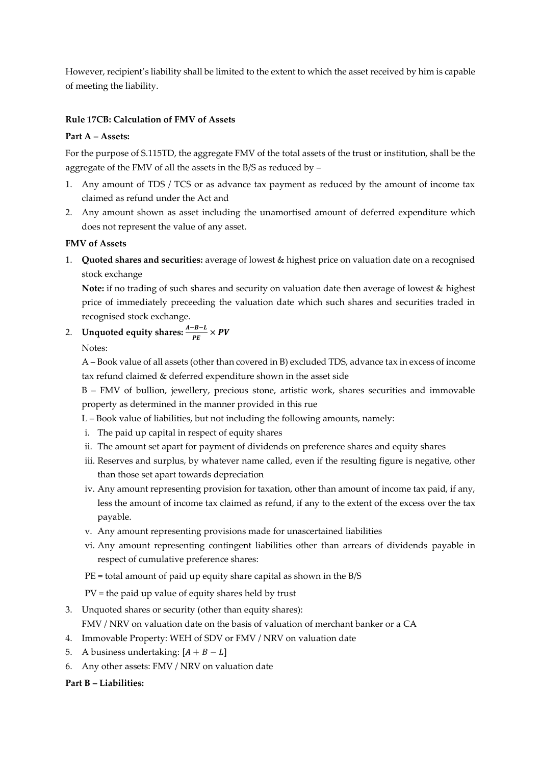However, recipient's liability shall be limited to the extent to which the asset received by him is capable of meeting the liability.

**Rule 17CB: Calculation of FMV of Assets**

**Part A – Assets:**

For the purpose of S.115TD, the aggregate FMV of the total assets of the trust or institution, shall be the aggregate of the FMV of all the assets in the B/S as reduced by –

1. Any amount of TDS / TCS or as advance tax payment as reduced by the amount of income tax claimed as refund under the Act and
2. Any amount shown as asset including the unamortised amount of deferred expenditure which does not represent the value of any asset.

**FMV of Assets**

1. **Quoted shares and securities:** average of lowest & highest price on valuation date on a recognised stock exchange

   **Note:** if no trading of such shares and security on valuation date then average of lowest & highest price of immediately preceeding the valuation date which such shares and securities traded in recognised stock exchange.

2. **Unquoted equity shares:** $\frac{A-B-L}{PE} \times PV$

   Notes:

   A – Book value of all assets (other than covered in B) excluded TDS, advance tax in excess of income tax refund claimed & deferred expenditure shown in the asset side

   B – FMV of bullion, jewellery, precious stone, artistic work, shares securities and immovable property as determined in the manner provided in this rue

   L – Book value of liabilities, but not including the following amounts, namely:

   i. The paid up capital in respect of equity shares
   ii. The amount set apart for payment of dividends on preference shares and equity shares
   iii. Reserves and surplus, by whatever name called, even if the resulting figure is negative, other than those set apart towards depreciation
   iv. Any amount representing provision for taxation, other than amount of income tax paid, if any, less the amount of income tax claimed as refund, if any to the extent of the excess over the tax payable.
   v. Any amount representing provisions made for unascertained liabilities
   vi. Any amount representing contingent liabilities other than arrears of dividends payable in respect of cumulative preference shares:

   PE = total amount of paid up equity share capital as shown in the B/S

   PV = the paid up value of equity shares held by trust

3. Unquoted shares or security (other than equity shares):

   FMV / NRV on valuation date on the basis of valuation of merchant banker or a CA

4. Immovable Property: WEH of SDV or FMV / NRV on valuation date
5. A business undertaking: $[A + B - L]$
6. Any other assets: FMV / NRV on valuation date

**Part B – Liabilities:**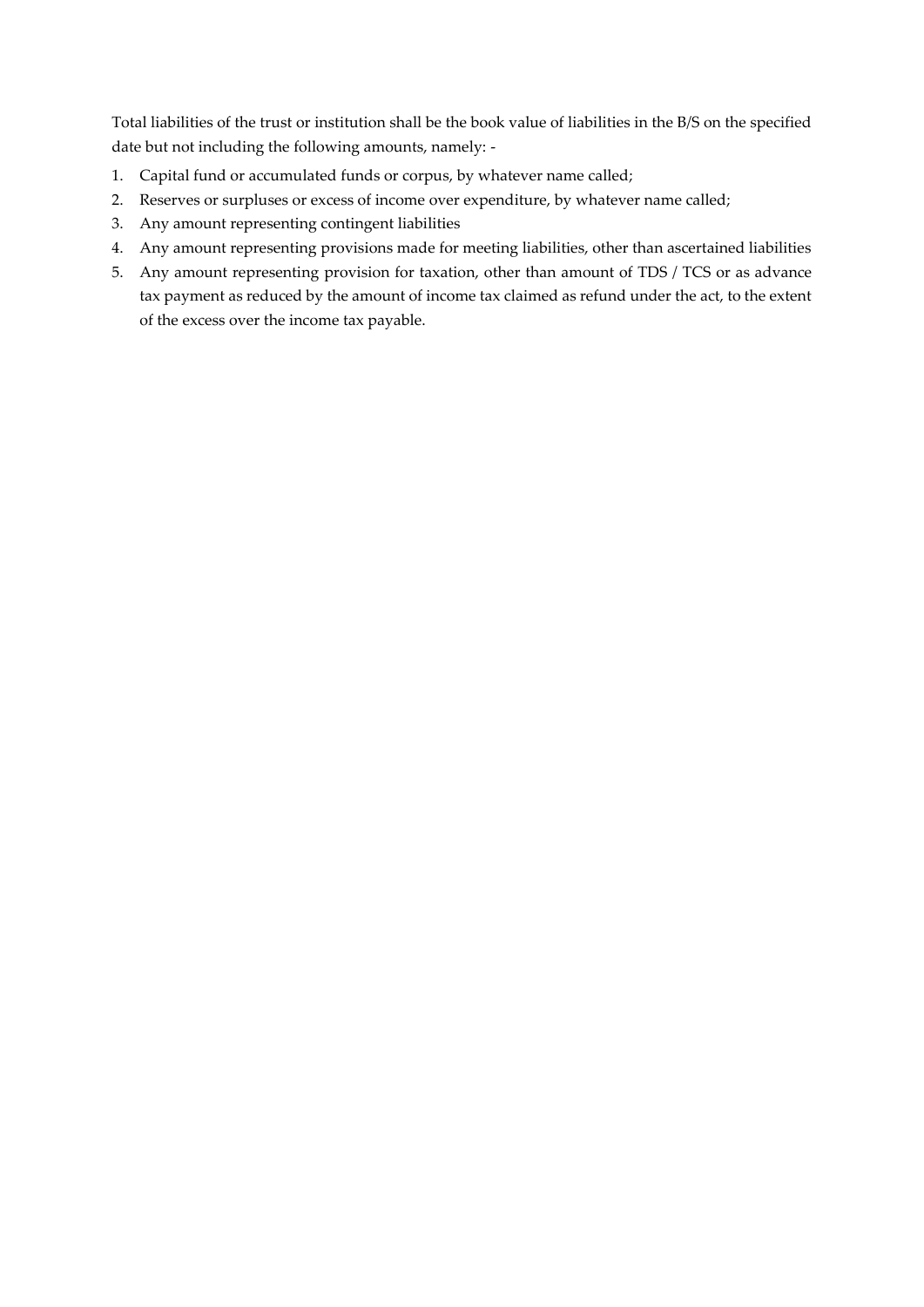Total liabilities of the trust or institution shall be the book value of liabilities in the B/S on the specified date but not including the following amounts, namely: -

1. Capital fund or accumulated funds or corpus, by whatever name called;
2. Reserves or surpluses or excess of income over expenditure, by whatever name called;
3. Any amount representing contingent liabilities
4. Any amount representing provisions made for meeting liabilities, other than ascertained liabilities
5. Any amount representing provision for taxation, other than amount of TDS / TCS or as advance tax payment as reduced by the amount of income tax claimed as refund under the act, to the extent of the excess over the income tax payable.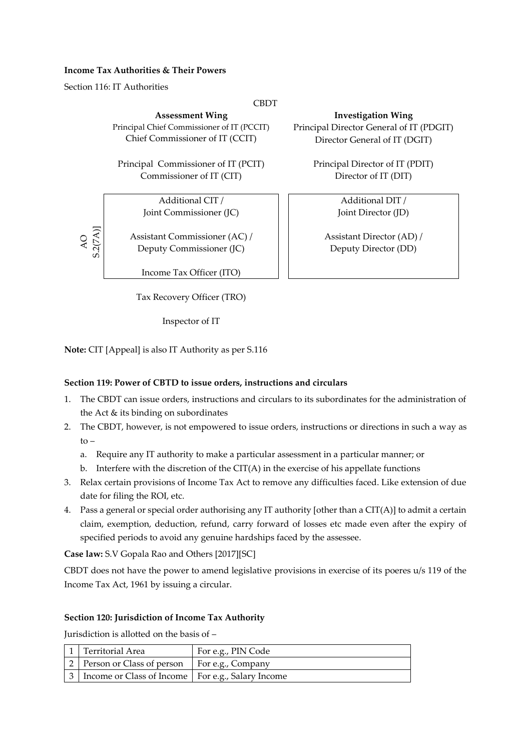**Income Tax Authorities & Their Powers**

Section 116: IT Authorities

CBDT

| Assessment Wing | Investigation Wing |
|---|---|
| Principal Chief Commissioner of IT (PCCIT) | Principal Director General of IT (PDGIT) |
| Chief Commissioner of IT (CCIT) | Director General of IT (DGIT) |
| Principal Commissioner of IT (PCIT) | Principal Director of IT (PDIT) |
| Commissioner of IT (CIT) | Director of IT (DIT) |
| Additional CIT / Joint Commissioner (JC) | Additional DIT / Joint Director (JD) |
| Assistant Commissioner (AC) / Deputy Commissioner (JC) | Assistant Director (AD) / Deputy Director (DD) |
| Income Tax Officer (ITO) | |
| Tax Recovery Officer (TRO) | |
| Inspector of IT | |

AO S.2(7A)] — Additional CIT / Joint Commissioner (JC); Assistant Commissioner (AC) / Deputy Commissioner (JC); Income Tax Officer (ITO)

**Note:** CIT [Appeal] is also IT Authority as per S.116

**Section 119: Power of CBTD to issue orders, instructions and circulars**

1. The CBDT can issue orders, instructions and circulars to its subordinates for the administration of the Act & its binding on subordinates
2. The CBDT, however, is not empowered to issue orders, instructions or directions in such a way as to –
   a. Require any IT authority to make a particular assessment in a particular manner; or
   b. Interfere with the discretion of the CIT(A) in the exercise of his appellate functions
3. Relax certain provisions of Income Tax Act to remove any difficulties faced. Like extension of due date for filing the ROI, etc.
4. Pass a general or special order authorising any IT authority [other than a CIT(A)] to admit a certain claim, exemption, deduction, refund, carry forward of losses etc made even after the expiry of specified periods to avoid any genuine hardships faced by the assessee.

**Case law:** S.V Gopala Rao and Others [2017][SC]

CBDT does not have the power to amend legislative provisions in exercise of its poeres u/s 119 of the Income Tax Act, 1961 by issuing a circular.

**Section 120: Jurisdiction of Income Tax Authority**

Jurisdiction is allotted on the basis of –

| | | |
|---|---|---|
| 1 | Territorial Area | For e.g., PIN Code |
| 2 | Person or Class of person | For e.g., Company |
| 3 | Income or Class of Income | For e.g., Salary Income |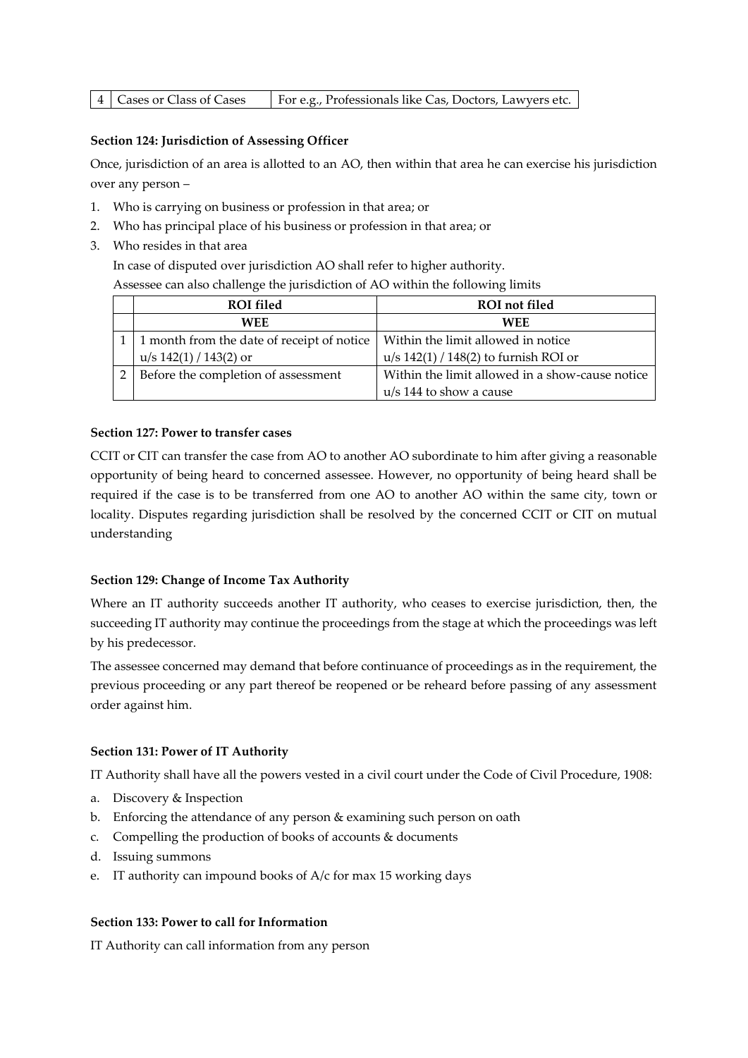| 4 | Cases or Class of Cases | For e.g., Professionals like Cas, Doctors, Lawyers etc. |
|---|---|---|

**Section 124: Jurisdiction of Assessing Officer**

Once, jurisdiction of an area is allotted to an AO, then within that area he can exercise his jurisdiction over any person –

1. Who is carrying on business or profession in that area; or
2. Who has principal place of his business or profession in that area; or
3. Who resides in that area

   In case of disputed over jurisdiction AO shall refer to higher authority.

   Assessee can also challenge the jurisdiction of AO within the following limits

| | ROI filed | ROI not filed |
|---|---|---|
| | **WEE** | **WEE** |
| 1 | 1 month from the date of receipt of notice u/s 142(1) / 143(2) or | Within the limit allowed in notice u/s 142(1) / 148(2) to furnish ROI or |
| 2 | Before the completion of assessment | Within the limit allowed in a show-cause notice u/s 144 to show a cause |

**Section 127: Power to transfer cases**

CCIT or CIT can transfer the case from AO to another AO subordinate to him after giving a reasonable opportunity of being heard to concerned assessee. However, no opportunity of being heard shall be required if the case is to be transferred from one AO to another AO within the same city, town or locality. Disputes regarding jurisdiction shall be resolved by the concerned CCIT or CIT on mutual understanding

**Section 129: Change of Income Tax Authority**

Where an IT authority succeeds another IT authority, who ceases to exercise jurisdiction, then, the succeeding IT authority may continue the proceedings from the stage at which the proceedings was left by his predecessor.

The assessee concerned may demand that before continuance of proceedings as in the requirement, the previous proceeding or any part thereof be reopened or be reheard before passing of any assessment order against him.

**Section 131: Power of IT Authority**

IT Authority shall have all the powers vested in a civil court under the Code of Civil Procedure, 1908:

a. Discovery & Inspection
b. Enforcing the attendance of any person & examining such person on oath
c. Compelling the production of books of accounts & documents
d. Issuing summons
e. IT authority can impound books of A/c for max 15 working days

**Section 133: Power to call for Information**

IT Authority can call information from any person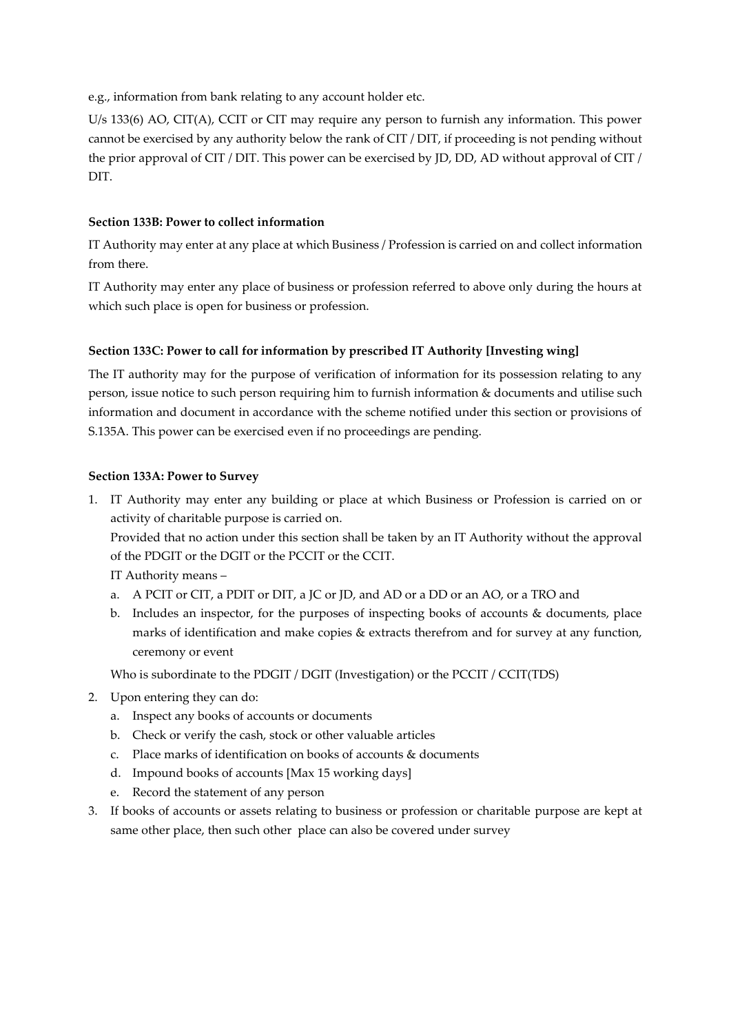e.g., information from bank relating to any account holder etc.

U/s 133(6) AO, CIT(A), CCIT or CIT may require any person to furnish any information. This power cannot be exercised by any authority below the rank of CIT / DIT, if proceeding is not pending without the prior approval of CIT / DIT. This power can be exercised by JD, DD, AD without approval of CIT / DIT.

**Section 133B: Power to collect information**

IT Authority may enter at any place at which Business / Profession is carried on and collect information from there.

IT Authority may enter any place of business or profession referred to above only during the hours at which such place is open for business or profession.

**Section 133C: Power to call for information by prescribed IT Authority [Investing wing]**

The IT authority may for the purpose of verification of information for its possession relating to any person, issue notice to such person requiring him to furnish information & documents and utilise such information and document in accordance with the scheme notified under this section or provisions of S.135A. This power can be exercised even if no proceedings are pending.

**Section 133A: Power to Survey**

1. IT Authority may enter any building or place at which Business or Profession is carried on or activity of charitable purpose is carried on.

   Provided that no action under this section shall be taken by an IT Authority without the approval of the PDGIT or the DGIT or the PCCIT or the CCIT.

   IT Authority means –

   a. A PCIT or CIT, a PDIT or DIT, a JC or JD, and AD or a DD or an AO, or a TRO and
   b. Includes an inspector, for the purposes of inspecting books of accounts & documents, place marks of identification and make copies & extracts therefrom and for survey at any function, ceremony or event

   Who is subordinate to the PDGIT / DGIT (Investigation) or the PCCIT / CCIT(TDS)

2. Upon entering they can do:
   a. Inspect any books of accounts or documents
   b. Check or verify the cash, stock or other valuable articles
   c. Place marks of identification on books of accounts & documents
   d. Impound books of accounts [Max 15 working days]
   e. Record the statement of any person
3. If books of accounts or assets relating to business or profession or charitable purpose are kept at same other place, then such other place can also be covered under survey